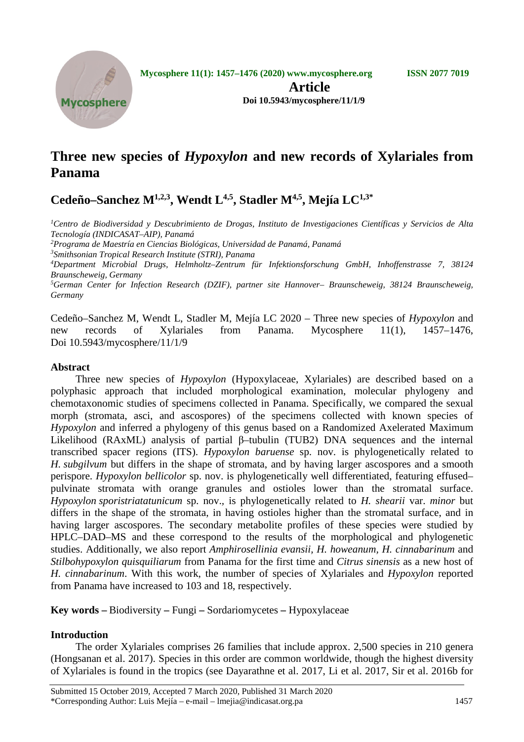Mycosphere 11(1): 1457–1476 (2020) www.mycosphere.org ISSN 2077 7019

**Article**

**Doi 10.5943/mycosphere/11/1/9**

# Three new species of *Hypoxylon* and new records of Xylariales from Panama

## Cedeño–Sanchez M[1,2,3], Wendt L[4,5], Stadler M[4,5], Mejía LC[1,3*]

[1]*Centro de Biodiversidad y Descubrimiento de Drogas, Instituto de Investigaciones Científicas y Servicios de Alta Tecnología (INDICASAT–AIP), Panamá*

[2]*Programa de Maestría en Ciencias Biológicas, Universidad de Panamá, Panamá*

[3]*Smithsonian Tropical Research Institute (STRI), Panama*

[4]*Department Microbial Drugs, Helmholtz–Zentrum für Infektionsforschung GmbH, Inhoffenstrasse 7, 38124 Braunscheweig, Germany*

[5]*German Center for Infection Research (DZIF), partner site Hannover– Braunscheweig, 38124 Braunscheweig, Germany*

Cedeño–Sanchez M, Wendt L, Stadler M, Mejía LC 2020 – Three new species of *Hypoxylon* and new records of Xylariales from Panama. Mycosphere 11(1), 1457–1476, Doi 10.5943/mycosphere/11/1/9

## Abstract

Three new species of *Hypoxylon* (Hypoxylaceae, Xylariales) are described based on a polyphasic approach that included morphological examination, molecular phylogeny and chemotaxonomic studies of specimens collected in Panama. Specifically, we compared the sexual morph (stromata, asci, and ascospores) of the specimens collected with known species of *Hypoxylon* and inferred a phylogeny of this genus based on a Randomized Axelerated Maximum Likelihood (RAxML) analysis of partial β–tubulin (TUB2) DNA sequences and the internal transcribed spacer regions (ITS). *Hypoxylon baruense* sp. nov. is phylogenetically related to *H. subgilvum* but differs in the shape of stromata, and by having larger ascospores and a smooth perispore. *Hypoxylon bellicolor* sp. nov. is phylogenetically well differentiated, featuring effused–pulvinate stromata with orange granules and ostioles lower than the stromatal surface. *Hypoxylon sporistriatatunicum* sp. nov., is phylogenetically related to *H. shearii* var. *minor* but differs in the shape of the stromata, in having ostioles higher than the stromatal surface, and in having larger ascospores. The secondary metabolite profiles of these species were studied by HPLC–DAD–MS and these correspond to the results of the morphological and phylogenetic studies. Additionally, we also report *Amphirosellinia evansii*, *H. howeanum*, *H. cinnabarinum* and *Stilbohypoxylon quisquiliarum* from Panama for the first time and *Citrus sinensis* as a new host of *H. cinnabarinum*. With this work, the number of species of Xylariales and *Hypoxylon* reported from Panama have increased to 103 and 18, respectively.

**Key words –** Biodiversity **–** Fungi **–** Sordariomycetes **–** Hypoxylaceae

## Introduction

The order Xylariales comprises 26 families that include approx. 2,500 species in 210 genera (Hongsanan et al. 2017). Species in this order are common worldwide, though the highest diversity of Xylariales is found in the tropics (see Dayarathne et al. 2017, Li et al. 2017, Sir et al. 2016b for

Submitted 15 October 2019, Accepted 7 March 2020, Published 31 March 2020
*Corresponding Author: Luis Mejía – e-mail – lmejia@indicasat.org.pa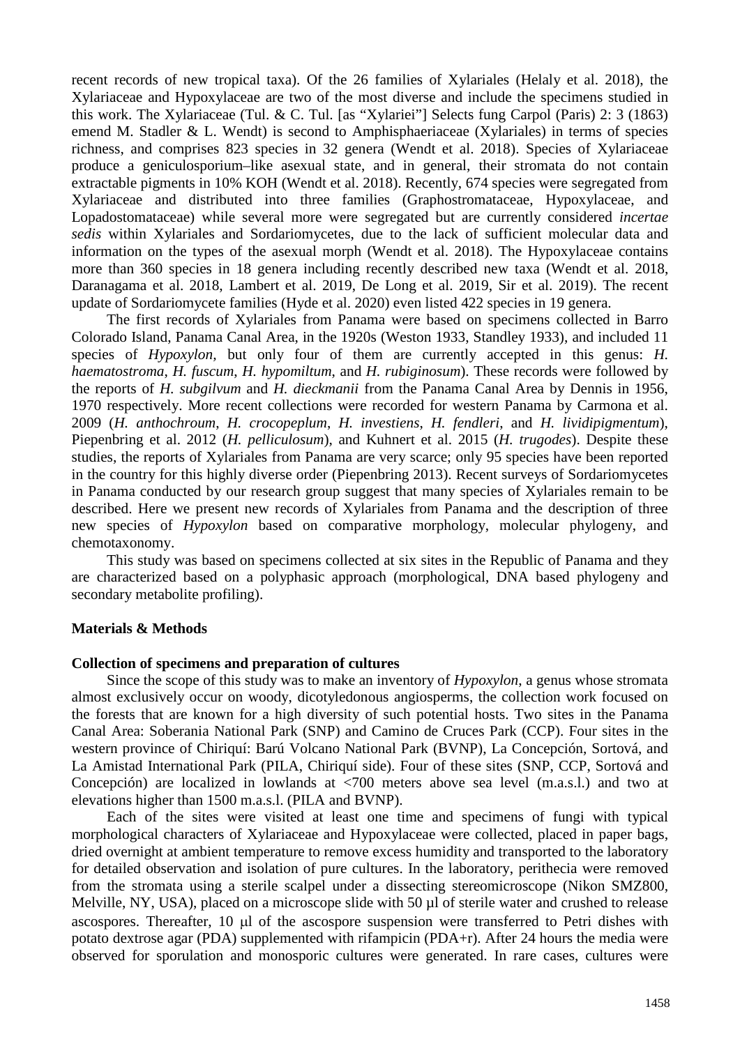recent records of new tropical taxa). Of the 26 families of Xylariales (Helaly et al. 2018), the Xylariaceae and Hypoxylaceae are two of the most diverse and include the specimens studied in this work. The Xylariaceae (Tul. & C. Tul. [as "Xylariei"] Selects fung Carpol (Paris) 2: 3 (1863) emend M. Stadler & L. Wendt) is second to Amphisphaeriaceae (Xylariales) in terms of species richness, and comprises 823 species in 32 genera (Wendt et al. 2018). Species of Xylariaceae produce a geniculosporium–like asexual state, and in general, their stromata do not contain extractable pigments in 10% KOH (Wendt et al. 2018). Recently, 674 species were segregated from Xylariaceae and distributed into three families (Graphostromataceae, Hypoxylaceae, and Lopadostomataceae) while several more were segregated but are currently considered *incertae sedis* within Xylariales and Sordariomycetes, due to the lack of sufficient molecular data and information on the types of the asexual morph (Wendt et al. 2018). The Hypoxylaceae contains more than 360 species in 18 genera including recently described new taxa (Wendt et al. 2018, Daranagama et al. 2018, Lambert et al. 2019, De Long et al. 2019, Sir et al. 2019). The recent update of Sordariomycete families (Hyde et al. 2020) even listed 422 species in 19 genera.

The first records of Xylariales from Panama were based on specimens collected in Barro Colorado Island, Panama Canal Area, in the 1920s (Weston 1933, Standley 1933), and included 11 species of *Hypoxylon*, but only four of them are currently accepted in this genus: *H. haematostroma*, *H. fuscum*, *H. hypomiltum*, and *H. rubiginosum*). These records were followed by the reports of *H. subgilvum* and *H. dieckmanii* from the Panama Canal Area by Dennis in 1956, 1970 respectively. More recent collections were recorded for western Panama by Carmona et al. 2009 (*H. anthochroum*, *H. crocopeplum*, *H. investiens*, *H. fendleri*, and *H. lividipigmentum*), Piepenbring et al. 2012 (*H. pelliculosum*), and Kuhnert et al. 2015 (*H. trugodes*). Despite these studies, the reports of Xylariales from Panama are very scarce; only 95 species have been reported in the country for this highly diverse order (Piepenbring 2013). Recent surveys of Sordariomycetes in Panama conducted by our research group suggest that many species of Xylariales remain to be described. Here we present new records of Xylariales from Panama and the description of three new species of *Hypoxylon* based on comparative morphology, molecular phylogeny, and chemotaxonomy.

This study was based on specimens collected at six sites in the Republic of Panama and they are characterized based on a polyphasic approach (morphological, DNA based phylogeny and secondary metabolite profiling).

## Materials & Methods

### Collection of specimens and preparation of cultures

Since the scope of this study was to make an inventory of *Hypoxylon*, a genus whose stromata almost exclusively occur on woody, dicotyledonous angiosperms, the collection work focused on the forests that are known for a high diversity of such potential hosts. Two sites in the Panama Canal Area: Soberania National Park (SNP) and Camino de Cruces Park (CCP). Four sites in the western province of Chiriquí: Barú Volcano National Park (BVNP), La Concepción, Sortová, and La Amistad International Park (PILA, Chiriquí side). Four of these sites (SNP, CCP, Sortová and Concepción) are localized in lowlands at <700 meters above sea level (m.a.s.l.) and two at elevations higher than 1500 m.a.s.l. (PILA and BVNP).

Each of the sites were visited at least one time and specimens of fungi with typical morphological characters of Xylariaceae and Hypoxylaceae were collected, placed in paper bags, dried overnight at ambient temperature to remove excess humidity and transported to the laboratory for detailed observation and isolation of pure cultures. In the laboratory, perithecia were removed from the stromata using a sterile scalpel under a dissecting stereomicroscope (Nikon SMZ800, Melville, NY, USA), placed on a microscope slide with 50 μl of sterile water and crushed to release ascospores. Thereafter, 10 μl of the ascospore suspension were transferred to Petri dishes with potato dextrose agar (PDA) supplemented with rifampicin (PDA+r). After 24 hours the media were observed for sporulation and monosporic cultures were generated. In rare cases, cultures were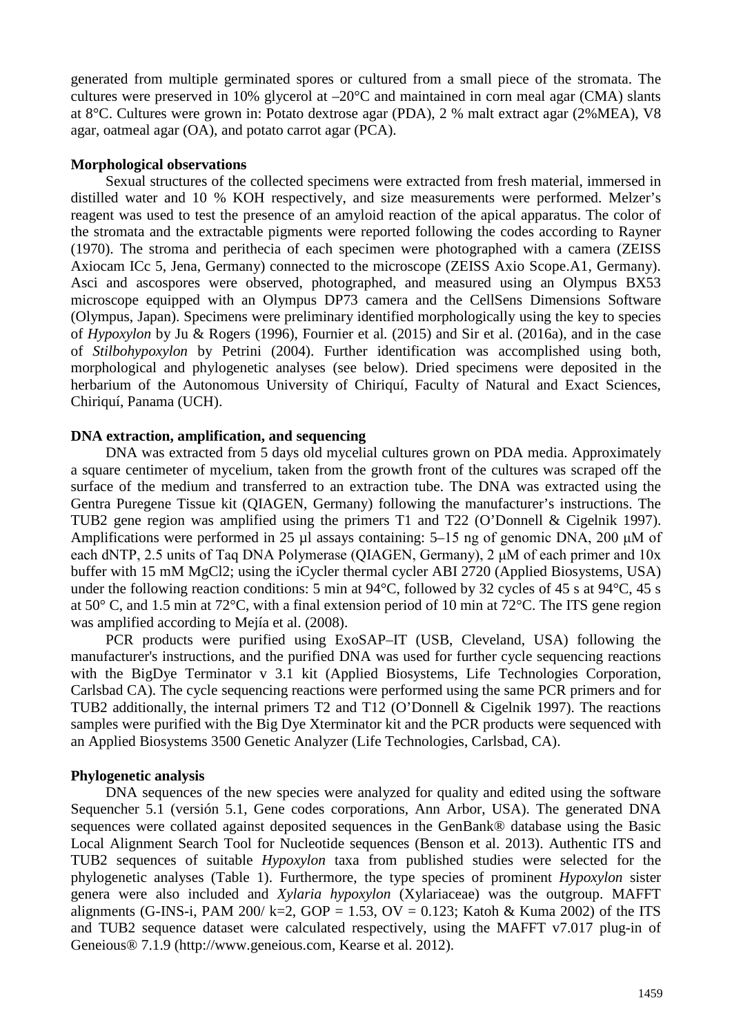generated from multiple germinated spores or cultured from a small piece of the stromata. The cultures were preserved in 10% glycerol at –20°C and maintained in corn meal agar (CMA) slants at 8°C. Cultures were grown in: Potato dextrose agar (PDA), 2 % malt extract agar (2%MEA), V8 agar, oatmeal agar (OA), and potato carrot agar (PCA).

**Morphological observations**

Sexual structures of the collected specimens were extracted from fresh material, immersed in distilled water and 10 % KOH respectively, and size measurements were performed. Melzer's reagent was used to test the presence of an amyloid reaction of the apical apparatus. The color of the stromata and the extractable pigments were reported following the codes according to Rayner (1970). The stroma and perithecia of each specimen were photographed with a camera (ZEISS Axiocam ICc 5, Jena, Germany) connected to the microscope (ZEISS Axio Scope.A1, Germany). Asci and ascospores were observed, photographed, and measured using an Olympus BX53 microscope equipped with an Olympus DP73 camera and the CellSens Dimensions Software (Olympus, Japan). Specimens were preliminary identified morphologically using the key to species of *Hypoxylon* by Ju & Rogers (1996), Fournier et al. (2015) and Sir et al. (2016a), and in the case of *Stilbohypoxylon* by Petrini (2004). Further identification was accomplished using both, morphological and phylogenetic analyses (see below). Dried specimens were deposited in the herbarium of the Autonomous University of Chiriquí, Faculty of Natural and Exact Sciences, Chiriquí, Panama (UCH).

**DNA extraction, amplification, and sequencing**

DNA was extracted from 5 days old mycelial cultures grown on PDA media. Approximately a square centimeter of mycelium, taken from the growth front of the cultures was scraped off the surface of the medium and transferred to an extraction tube. The DNA was extracted using the Gentra Puregene Tissue kit (QIAGEN, Germany) following the manufacturer's instructions. The TUB2 gene region was amplified using the primers T1 and T22 (O'Donnell & Cigelnik 1997). Amplifications were performed in 25 µl assays containing: 5–15 ng of genomic DNA, 200 µM of each dNTP, 2.5 units of Taq DNA Polymerase (QIAGEN, Germany), 2 µM of each primer and 10x buffer with 15 mM $MgCl_2$; using the iCycler thermal cycler ABI 2720 (Applied Biosystems, USA) under the following reaction conditions: 5 min at 94°C, followed by 32 cycles of 45 s at 94°C, 45 s at 50° C, and 1.5 min at 72°C, with a final extension period of 10 min at 72°C. The ITS gene region was amplified according to Mejía et al. (2008).

PCR products were purified using ExoSAP–IT (USB, Cleveland, USA) following the manufacturer's instructions, and the purified DNA was used for further cycle sequencing reactions with the BigDye Terminator v 3.1 kit (Applied Biosystems, Life Technologies Corporation, Carlsbad CA). The cycle sequencing reactions were performed using the same PCR primers and for TUB2 additionally, the internal primers T2 and T12 (O'Donnell & Cigelnik 1997). The reactions samples were purified with the Big Dye Xterminator kit and the PCR products were sequenced with an Applied Biosystems 3500 Genetic Analyzer (Life Technologies, Carlsbad, CA).

**Phylogenetic analysis**

DNA sequences of the new species were analyzed for quality and edited using the software Sequencher 5.1 (versión 5.1, Gene codes corporations, Ann Arbor, USA). The generated DNA sequences were collated against deposited sequences in the GenBank® database using the Basic Local Alignment Search Tool for Nucleotide sequences (Benson et al. 2013). Authentic ITS and TUB2 sequences of suitable *Hypoxylon* taxa from published studies were selected for the phylogenetic analyses (Table 1). Furthermore, the type species of prominent *Hypoxylon* sister genera were also included and *Xylaria hypoxylon* (Xylariaceae) was the outgroup. MAFFT alignments (G-INS-i, PAM 200/ k=2, GOP = 1.53, OV = 0.123; Katoh & Kuma 2002) of the ITS and TUB2 sequence dataset were calculated respectively, using the MAFFT v7.017 plug-in of Geneious® 7.1.9 (http://www.geneious.com, Kearse et al. 2012).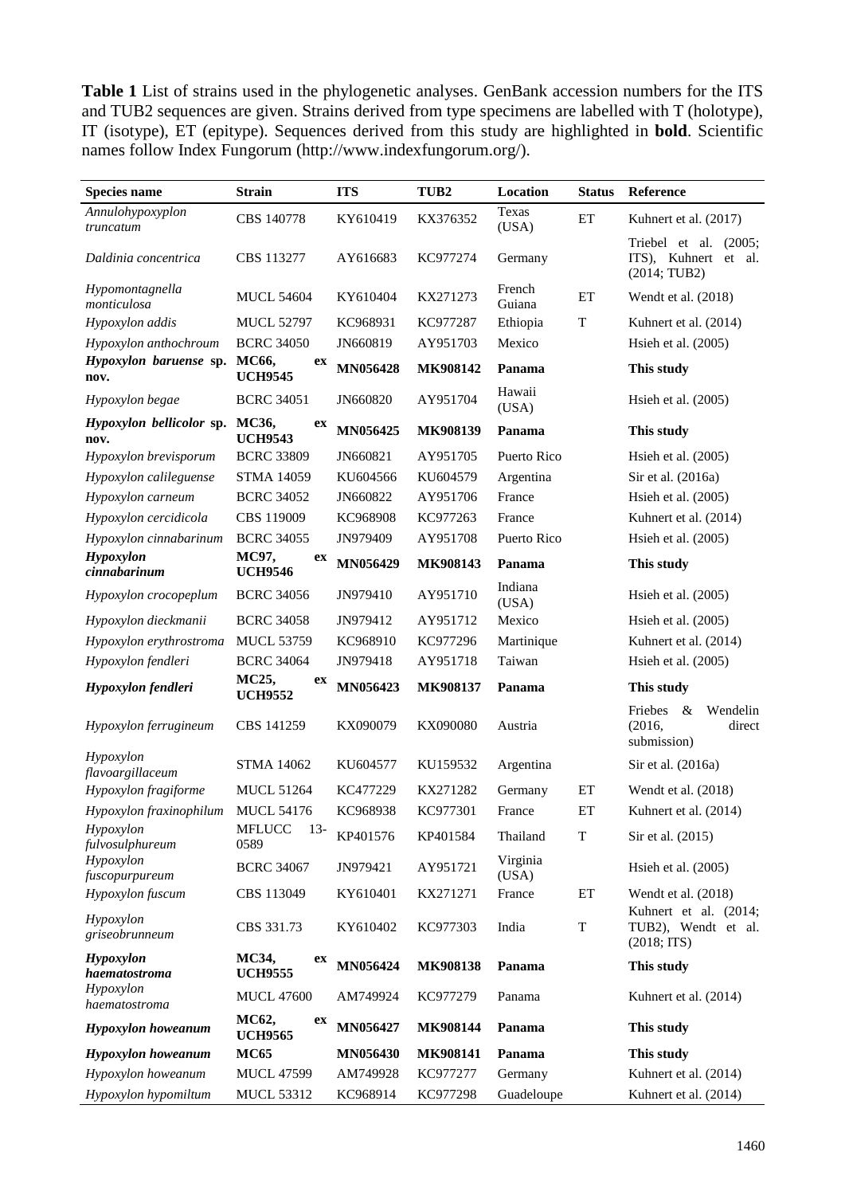**Table 1** List of strains used in the phylogenetic analyses. GenBank accession numbers for the ITS and TUB2 sequences are given. Strains derived from type specimens are labelled with T (holotype), IT (isotype), ET (epitype). Sequences derived from this study are highlighted in **bold**. Scientific names follow Index Fungorum (http://www.indexfungorum.org/).

| Species name | Strain | ITS | TUB2 | Location | Status | Reference |
|---|---|---|---|---|---|---|
| *Annulohypoxyplon truncatum* | CBS 140778 | KY610419 | KX376352 | Texas (USA) | ET | Kuhnert et al. (2017) |
| *Daldinia concentrica* | CBS 113277 | AY616683 | KC977274 | Germany | | Triebel et al. (2005; ITS), Kuhnert et al. (2014; TUB2) |
| *Hypomontagnella monticulosa* | MUCL 54604 | KY610404 | KX271273 | French Guiana | ET | Wendt et al. (2018) |
| *Hypoxylon addis* | MUCL 52797 | KC968931 | KC977287 | Ethiopia | T | Kuhnert et al. (2014) |
| *Hypoxylon anthochroum* | BCRC 34050 | JN660819 | AY951703 | Mexico | | Hsieh et al. (2005) |
| ***Hypoxylon baruense* sp. nov.** | **MC66, ex UCH9545** | **MN056428** | **MK908142** | **Panama** | | **This study** |
| *Hypoxylon begae* | BCRC 34051 | JN660820 | AY951704 | Hawaii (USA) | | Hsieh et al. (2005) |
| ***Hypoxylon bellicolor* sp. nov.** | **MC36, ex UCH9543** | **MN056425** | **MK908139** | **Panama** | | **This study** |
| *Hypoxylon brevisporum* | BCRC 33809 | JN660821 | AY951705 | Puerto Rico | | Hsieh et al. (2005) |
| *Hypoxylon calileguense* | STMA 14059 | KU604566 | KU604579 | Argentina | | Sir et al. (2016a) |
| *Hypoxylon carneum* | BCRC 34052 | JN660822 | AY951706 | France | | Hsieh et al. (2005) |
| *Hypoxylon cercidicola* | CBS 119009 | KC968908 | KC977263 | France | | Kuhnert et al. (2014) |
| *Hypoxylon cinnabarinum* | BCRC 34055 | JN979409 | AY951708 | Puerto Rico | | Hsieh et al. (2005) |
| ***Hypoxylon cinnabarinum*** | **MC97, ex UCH9546** | **MN056429** | **MK908143** | **Panama** | | **This study** |
| *Hypoxylon crocopeplum* | BCRC 34056 | JN979410 | AY951710 | Indiana (USA) | | Hsieh et al. (2005) |
| *Hypoxylon dieckmanii* | BCRC 34058 | JN979412 | AY951712 | Mexico | | Hsieh et al. (2005) |
| *Hypoxylon erythrostroma* | MUCL 53759 | KC968910 | KC977296 | Martinique | | Kuhnert et al. (2014) |
| *Hypoxylon fendleri* | BCRC 34064 | JN979418 | AY951718 | Taiwan | | Hsieh et al. (2005) |
| ***Hypoxylon fendleri*** | **MC25, ex UCH9552** | **MN056423** | **MK908137** | **Panama** | | **This study** |
| *Hypoxylon ferrugineum* | CBS 141259 | KX090079 | KX090080 | Austria | | Friebes & Wendelin (2016, direct submission) |
| *Hypoxylon flavoargillaceum* | STMA 14062 | KU604577 | KU159532 | Argentina | | Sir et al. (2016a) |
| *Hypoxylon fragiforme* | MUCL 51264 | KC477229 | KX271282 | Germany | ET | Wendt et al. (2018) |
| *Hypoxylon fraxinophilum* | MUCL 54176 | KC968938 | KC977301 | France | ET | Kuhnert et al. (2014) |
| *Hypoxylon fulvosulphureum* | MFLUCC 13-0589 | KP401576 | KP401584 | Thailand | T | Sir et al. (2015) |
| *Hypoxylon fuscopurpureum* | BCRC 34067 | JN979421 | AY951721 | Virginia (USA) | | Hsieh et al. (2005) |
| *Hypoxylon fuscum* | CBS 113049 | KY610401 | KX271271 | France | ET | Wendt et al. (2018) |
| *Hypoxylon griseobrunneum* | CBS 331.73 | KY610402 | KC977303 | India | T | Kuhnert et al. (2014; TUB2), Wendt et al. (2018; ITS) |
| ***Hypoxylon haematostroma*** | **MC34, ex UCH9555** | **MN056424** | **MK908138** | **Panama** | | **This study** |
| *Hypoxylon haematostroma* | MUCL 47600 | AM749924 | KC977279 | Panama | | Kuhnert et al. (2014) |
| ***Hypoxylon howeanum*** | **MC62, ex UCH9565** | **MN056427** | **MK908144** | **Panama** | | **This study** |
| ***Hypoxylon howeanum*** | **MC65** | **MN056430** | **MK908141** | **Panama** | | **This study** |
| *Hypoxylon howeanum* | MUCL 47599 | AM749928 | KC977277 | Germany | | Kuhnert et al. (2014) |
| *Hypoxylon hypomiltum* | MUCL 53312 | KC968914 | KC977298 | Guadeloupe | | Kuhnert et al. (2014) |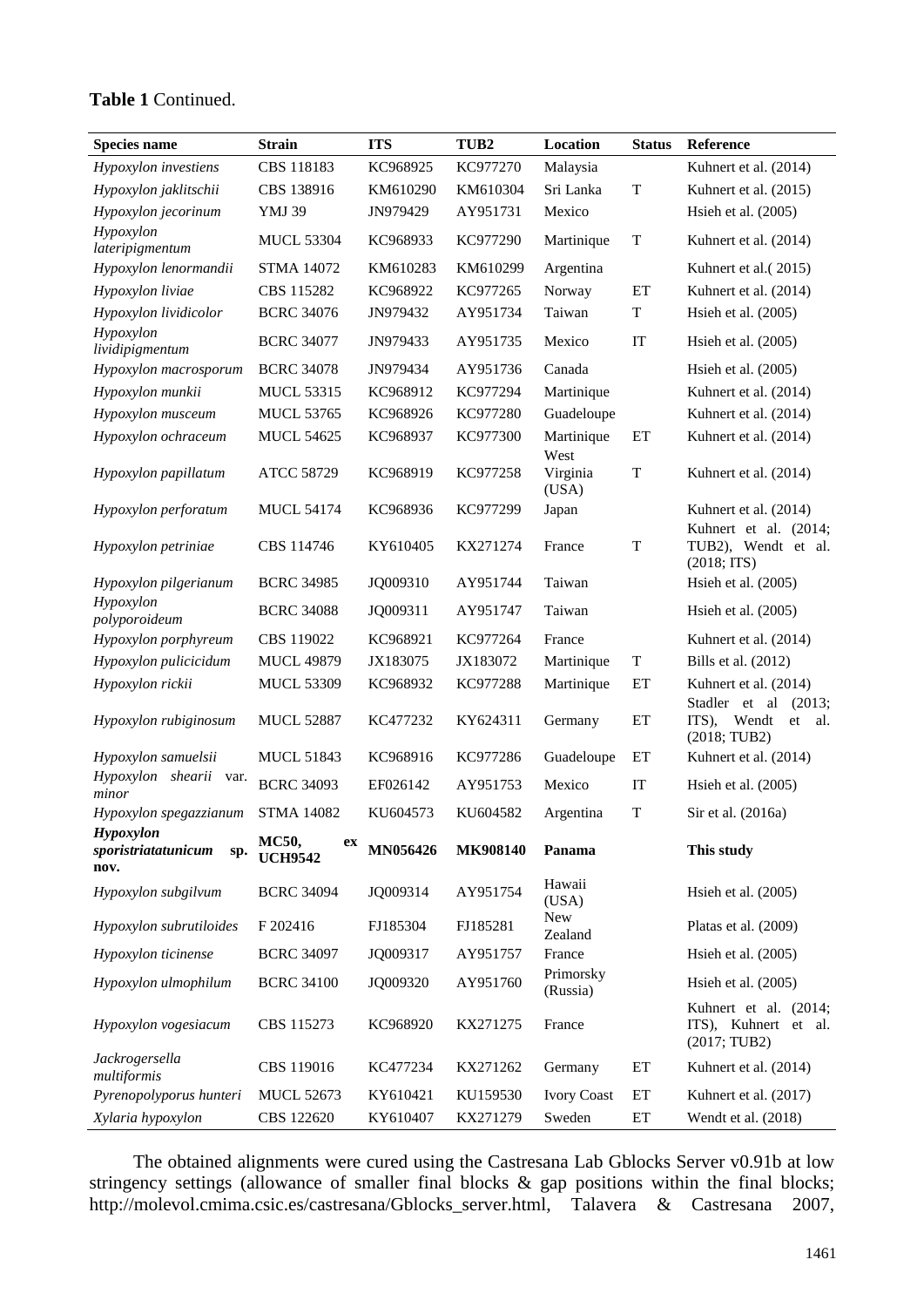**Table 1** Continued.

| Species name | Strain | ITS | TUB2 | Location | Status | Reference |
|---|---|---|---|---|---|---|
| *Hypoxylon investiens* | CBS 118183 | KC968925 | KC977270 | Malaysia | | Kuhnert et al. (2014) |
| *Hypoxylon jaklitschii* | CBS 138916 | KM610290 | KM610304 | Sri Lanka | T | Kuhnert et al. (2015) |
| *Hypoxylon jecorinum* | YMJ 39 | JN979429 | AY951731 | Mexico | | Hsieh et al. (2005) |
| *Hypoxylon lateripigmentum* | MUCL 53304 | KC968933 | KC977290 | Martinique | T | Kuhnert et al. (2014) |
| *Hypoxylon lenormandii* | STMA 14072 | KM610283 | KM610299 | Argentina | | Kuhnert et al.( 2015) |
| *Hypoxylon liviae* | CBS 115282 | KC968922 | KC977265 | Norway | ET | Kuhnert et al. (2014) |
| *Hypoxylon lividicolor* | BCRC 34076 | JN979432 | AY951734 | Taiwan | T | Hsieh et al. (2005) |
| *Hypoxylon lividipigmentum* | BCRC 34077 | JN979433 | AY951735 | Mexico | IT | Hsieh et al. (2005) |
| *Hypoxylon macrosporum* | BCRC 34078 | JN979434 | AY951736 | Canada | | Hsieh et al. (2005) |
| *Hypoxylon munkii* | MUCL 53315 | KC968912 | KC977294 | Martinique | | Kuhnert et al. (2014) |
| *Hypoxylon musceum* | MUCL 53765 | KC968926 | KC977280 | Guadeloupe | | Kuhnert et al. (2014) |
| *Hypoxylon ochraceum* | MUCL 54625 | KC968937 | KC977300 | Martinique | ET | Kuhnert et al. (2014) |
| *Hypoxylon papillatum* | ATCC 58729 | KC968919 | KC977258 | West Virginia (USA) | T | Kuhnert et al. (2014) |
| *Hypoxylon perforatum* | MUCL 54174 | KC968936 | KC977299 | Japan | | Kuhnert et al. (2014) |
| *Hypoxylon petriniae* | CBS 114746 | KY610405 | KX271274 | France | T | Kuhnert et al. (2014; TUB2), Wendt et al. (2018; ITS) |
| *Hypoxylon pilgerianum* | BCRC 34985 | JQ009310 | AY951744 | Taiwan | | Hsieh et al. (2005) |
| *Hypoxylon polyporoideum* | BCRC 34088 | JQ009311 | AY951747 | Taiwan | | Hsieh et al. (2005) |
| *Hypoxylon porphyreum* | CBS 119022 | KC968921 | KC977264 | France | | Kuhnert et al. (2014) |
| *Hypoxylon pulicicidum* | MUCL 49879 | JX183075 | JX183072 | Martinique | T | Bills et al. (2012) |
| *Hypoxylon rickii* | MUCL 53309 | KC968932 | KC977288 | Martinique | ET | Kuhnert et al. (2014) |
| *Hypoxylon rubiginosum* | MUCL 52887 | KC477232 | KY624311 | Germany | ET | Stadler et al (2013; ITS), Wendt et al. (2018; TUB2) |
| *Hypoxylon samuelsii* | MUCL 51843 | KC968916 | KC977286 | Guadeloupe | ET | Kuhnert et al. (2014) |
| *Hypoxylon shearii* var. *minor* | BCRC 34093 | EF026142 | AY951753 | Mexico | IT | Hsieh et al. (2005) |
| *Hypoxylon spegazzianum* | STMA 14082 | KU604573 | KU604582 | Argentina | T | Sir et al. (2016a) |
| ***Hypoxylon sporistriatatunicum* sp. nov.** | **MC50, ex UCH9542** | **MN056426** | **MK908140** | **Panama** | | **This study** |
| *Hypoxylon subgilvum* | BCRC 34094 | JQ009314 | AY951754 | Hawaii (USA) | | Hsieh et al. (2005) |
| *Hypoxylon subrutiloides* | F 202416 | FJ185304 | FJ185281 | New Zealand | | Platas et al. (2009) |
| *Hypoxylon ticinense* | BCRC 34097 | JQ009317 | AY951757 | France | | Hsieh et al. (2005) |
| *Hypoxylon ulmophilum* | BCRC 34100 | JQ009320 | AY951760 | Primorsky (Russia) | | Hsieh et al. (2005) |
| *Hypoxylon vogesiacum* | CBS 115273 | KC968920 | KX271275 | France | | Kuhnert et al. (2014; ITS), Kuhnert et al. (2017; TUB2) |
| *Jackrogersella multiformis* | CBS 119016 | KC477234 | KX271262 | Germany | ET | Kuhnert et al. (2014) |
| *Pyrenopolyporus hunteri* | MUCL 52673 | KY610421 | KU159530 | Ivory Coast | ET | Kuhnert et al. (2017) |
| *Xylaria hypoxylon* | CBS 122620 | KY610407 | KX271279 | Sweden | ET | Wendt et al. (2018) |

The obtained alignments were cured using the Castresana Lab Gblocks Server v0.91b at low stringency settings (allowance of smaller final blocks & gap positions within the final blocks; http://molevol.cmima.csic.es/castresana/Gblocks_server.html, Talavera & Castresana 2007,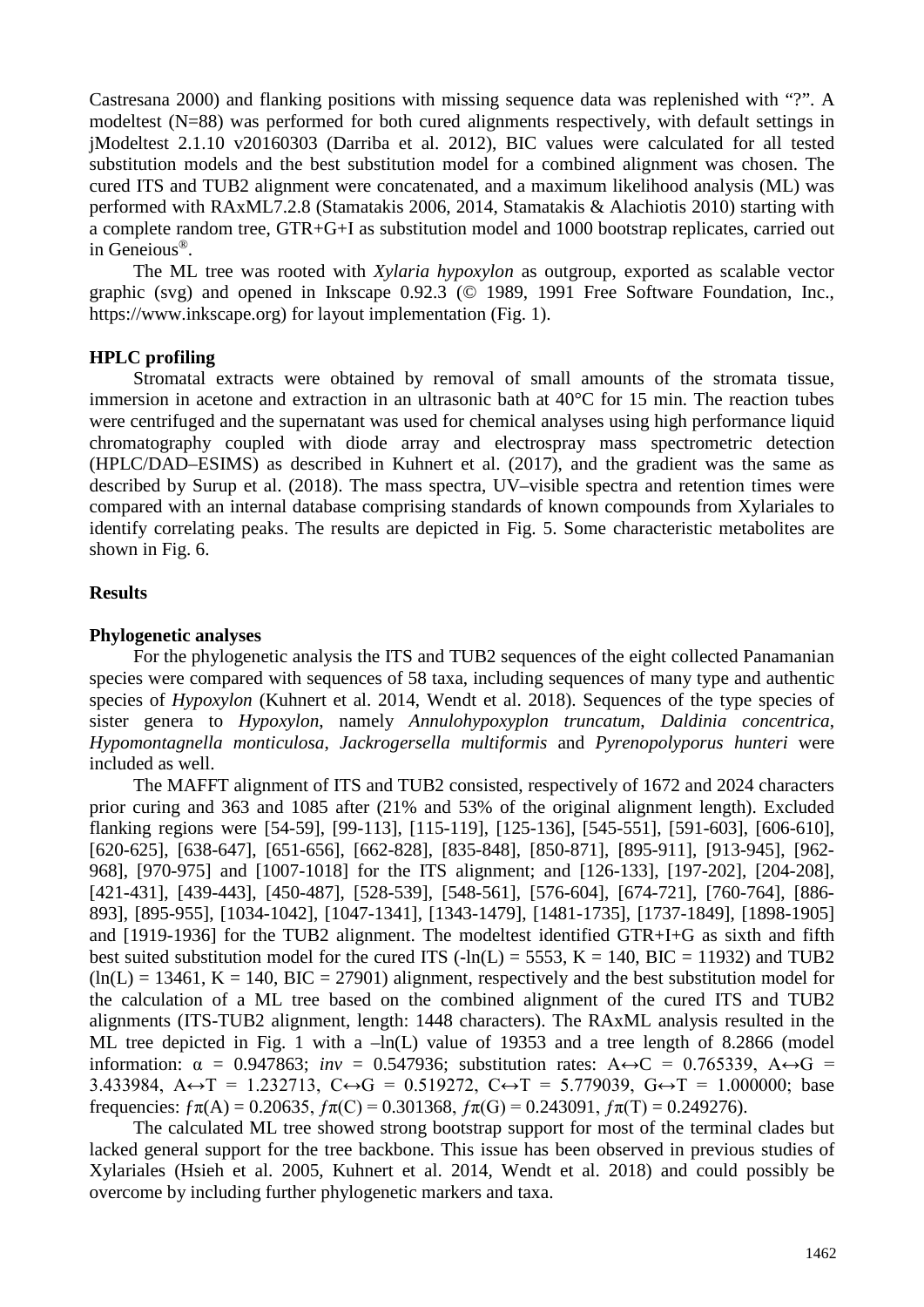Castresana 2000) and flanking positions with missing sequence data was replenished with "?". A modeltest (N=88) was performed for both cured alignments respectively, with default settings in jModeltest 2.1.10 v20160303 (Darriba et al. 2012), BIC values were calculated for all tested substitution models and the best substitution model for a combined alignment was chosen. The cured ITS and TUB2 alignment were concatenated, and a maximum likelihood analysis (ML) was performed with RAxML7.2.8 (Stamatakis 2006, 2014, Stamatakis & Alachiotis 2010) starting with a complete random tree, GTR+G+I as substitution model and 1000 bootstrap replicates, carried out in Geneious®.

The ML tree was rooted with *Xylaria hypoxylon* as outgroup, exported as scalable vector graphic (svg) and opened in Inkscape 0.92.3 (© 1989, 1991 Free Software Foundation, Inc., https://www.inkscape.org) for layout implementation (Fig. 1).

**HPLC profiling**

Stromatal extracts were obtained by removal of small amounts of the stromata tissue, immersion in acetone and extraction in an ultrasonic bath at 40°C for 15 min. The reaction tubes were centrifuged and the supernatant was used for chemical analyses using high performance liquid chromatography coupled with diode array and electrospray mass spectrometric detection (HPLC/DAD–ESIMS) as described in Kuhnert et al. (2017), and the gradient was the same as described by Surup et al. (2018). The mass spectra, UV–visible spectra and retention times were compared with an internal database comprising standards of known compounds from Xylariales to identify correlating peaks. The results are depicted in Fig. 5. Some characteristic metabolites are shown in Fig. 6.

## Results

**Phylogenetic analyses**

For the phylogenetic analysis the ITS and TUB2 sequences of the eight collected Panamanian species were compared with sequences of 58 taxa, including sequences of many type and authentic species of *Hypoxylon* (Kuhnert et al. 2014, Wendt et al. 2018). Sequences of the type species of sister genera to *Hypoxylon*, namely *Annulohypoxyplon truncatum*, *Daldinia concentrica*, *Hypomontagnella monticulosa*, *Jackrogersella multiformis* and *Pyrenopolyporus hunteri* were included as well.

The MAFFT alignment of ITS and TUB2 consisted, respectively of 1672 and 2024 characters prior curing and 363 and 1085 after (21% and 53% of the original alignment length). Excluded flanking regions were [54-59], [99-113], [115-119], [125-136], [545-551], [591-603], [606-610], [620-625], [638-647], [651-656], [662-828], [835-848], [850-871], [895-911], [913-945], [962-968], [970-975] and [1007-1018] for the ITS alignment; and [126-133], [197-202], [204-208], [421-431], [439-443], [450-487], [528-539], [548-561], [576-604], [674-721], [760-764], [886-893], [895-955], [1034-1042], [1047-1341], [1343-1479], [1481-1735], [1737-1849], [1898-1905] and [1919-1936] for the TUB2 alignment. The modeltest identified GTR+I+G as sixth and fifth best suited substitution model for the cured ITS ($-\ln(L) = 5553$, $K = 140$, $BIC = 11932$) and TUB2 ($\ln(L) = 13461$, $K = 140$, $BIC = 27901$) alignment, respectively and the best substitution model for the calculation of a ML tree based on the combined alignment of the cured ITS and TUB2 alignments (ITS-TUB2 alignment, length: 1448 characters). The RAxML analysis resulted in the ML tree depicted in Fig. 1 with a $-\ln(L)$ value of 19353 and a tree length of 8.2866 (model information: $\alpha = 0.947863$; $inv = 0.547936$; substitution rates: $A \leftrightarrow C = 0.765339$, $A \leftrightarrow G = 3.433984$, $A \leftrightarrow T = 1.232713$, $C \leftrightarrow G = 0.519272$, $C \leftrightarrow T = 5.779039$, $G \leftrightarrow T = 1.000000$; base frequencies: $f\pi(A) = 0.20635$, $f\pi(C) = 0.301368$, $f\pi(G) = 0.243091$, $f\pi(T) = 0.249276$).

The calculated ML tree showed strong bootstrap support for most of the terminal clades but lacked general support for the tree backbone. This issue has been observed in previous studies of Xylariales (Hsieh et al. 2005, Kuhnert et al. 2014, Wendt et al. 2018) and could possibly be overcome by including further phylogenetic markers and taxa.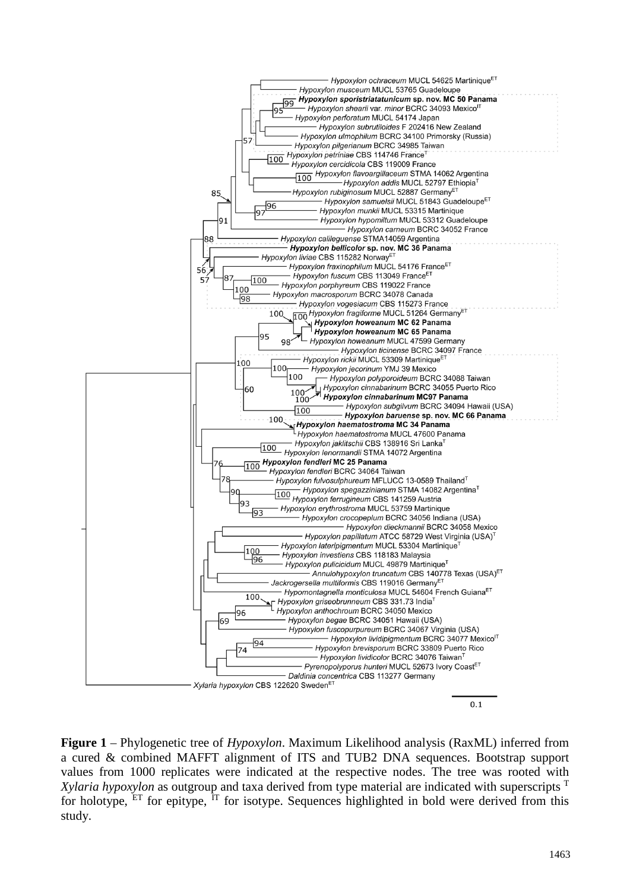**Figure 1** – Phylogenetic tree of *Hypoxylon*. Maximum Likelihood analysis (RaxML) inferred from a cured & combined MAFFT alignment of ITS and TUB2 DNA sequences. Bootstrap support values from 1000 replicates were indicated at the respective nodes. The tree was rooted with *Xylaria hypoxylon* as outgroup and taxa derived from type material are indicated with superscripts T for holotype, ET for epitype, IT for isotype. Sequences highlighted in bold were derived from this study.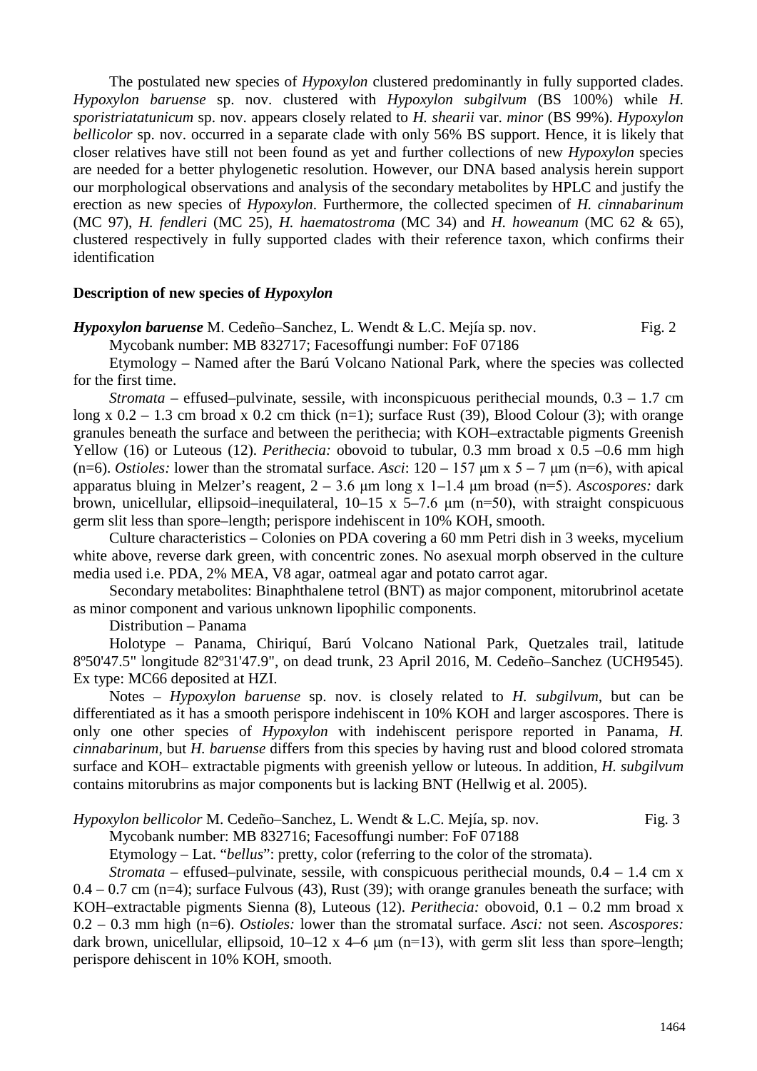The postulated new species of *Hypoxylon* clustered predominantly in fully supported clades. *Hypoxylon baruense* sp. nov. clustered with *Hypoxylon subgilvum* (BS 100%) while *H. sporistriatatunicum* sp. nov. appears closely related to *H. shearii* var. *minor* (BS 99%). *Hypoxylon bellicolor* sp. nov. occurred in a separate clade with only 56% BS support. Hence, it is likely that closer relatives have still not been found as yet and further collections of new *Hypoxylon* species are needed for a better phylogenetic resolution. However, our DNA based analysis herein support our morphological observations and analysis of the secondary metabolites by HPLC and justify the erection as new species of *Hypoxylon*. Furthermore, the collected specimen of *H. cinnabarinum* (MC 97), *H. fendleri* (MC 25), *H. haematostroma* (MC 34) and *H. howeanum* (MC 62 & 65), clustered respectively in fully supported clades with their reference taxon, which confirms their identification

**Description of new species of *Hypoxylon***

***Hypoxylon baruense*** M. Cedeño–Sanchez, L. Wendt & L.C. Mejía sp. nov. Fig. 2

Mycobank number: MB 832717; Facesoffungi number: FoF 07186

Etymology – Named after the Barú Volcano National Park, where the species was collected for the first time.

*Stromata* – effused–pulvinate, sessile, with inconspicuous perithecial mounds, 0.3 – 1.7 cm long x 0.2 – 1.3 cm broad x 0.2 cm thick (n=1); surface Rust (39), Blood Colour (3); with orange granules beneath the surface and between the perithecia; with KOH–extractable pigments Greenish Yellow (16) or Luteous (12). *Perithecia:* obovoid to tubular, 0.3 mm broad x 0.5 –0.6 mm high (n=6). *Ostioles:* lower than the stromatal surface. *Asci*: 120 – 157 μm x 5 – 7 μm (n=6), with apical apparatus bluing in Melzer's reagent, 2 – 3.6 μm long x 1–1.4 μm broad (n=5). *Ascospores:* dark brown, unicellular, ellipsoid–inequilateral, 10–15 x 5–7.6 μm (n=50), with straight conspicuous germ slit less than spore–length; perispore indehiscent in 10% KOH, smooth.

Culture characteristics – Colonies on PDA covering a 60 mm Petri dish in 3 weeks, mycelium white above, reverse dark green, with concentric zones. No asexual morph observed in the culture media used i.e. PDA, 2% MEA, V8 agar, oatmeal agar and potato carrot agar.

Secondary metabolites: Binaphthalene tetrol (BNT) as major component, mitorubrinol acetate as minor component and various unknown lipophilic components.

Distribution – Panama

Holotype – Panama, Chiriquí, Barú Volcano National Park, Quetzales trail, latitude 8º50'47.5" longitude 82º31'47.9", on dead trunk, 23 April 2016, M. Cedeño–Sanchez (UCH9545). Ex type: MC66 deposited at HZI.

Notes – *Hypoxylon baruense* sp. nov. is closely related to *H. subgilvum*, but can be differentiated as it has a smooth perispore indehiscent in 10% KOH and larger ascospores. There is only one other species of *Hypoxylon* with indehiscent perispore reported in Panama, *H. cinnabarinum*, but *H. baruense* differs from this species by having rust and blood colored stromata surface and KOH– extractable pigments with greenish yellow or luteous. In addition, *H. subgilvum* contains mitorubrins as major components but is lacking BNT (Hellwig et al. 2005).

*Hypoxylon bellicolor* M. Cedeño–Sanchez, L. Wendt & L.C. Mejía, sp. nov. Fig. 3

Mycobank number: MB 832716; Facesoffungi number: FoF 07188

Etymology – Lat. "*bellus*": pretty, color (referring to the color of the stromata).

*Stromata* – effused–pulvinate, sessile, with conspicuous perithecial mounds, 0.4 – 1.4 cm x 0.4 – 0.7 cm (n=4); surface Fulvous (43), Rust (39); with orange granules beneath the surface; with KOH–extractable pigments Sienna (8), Luteous (12). *Perithecia:* obovoid, 0.1 – 0.2 mm broad x 0.2 – 0.3 mm high (n=6). *Ostioles:* lower than the stromatal surface. *Asci:* not seen. *Ascospores:* dark brown, unicellular, ellipsoid, 10–12 x 4–6 μm (n=13), with germ slit less than spore–length; perispore dehiscent in 10% KOH, smooth.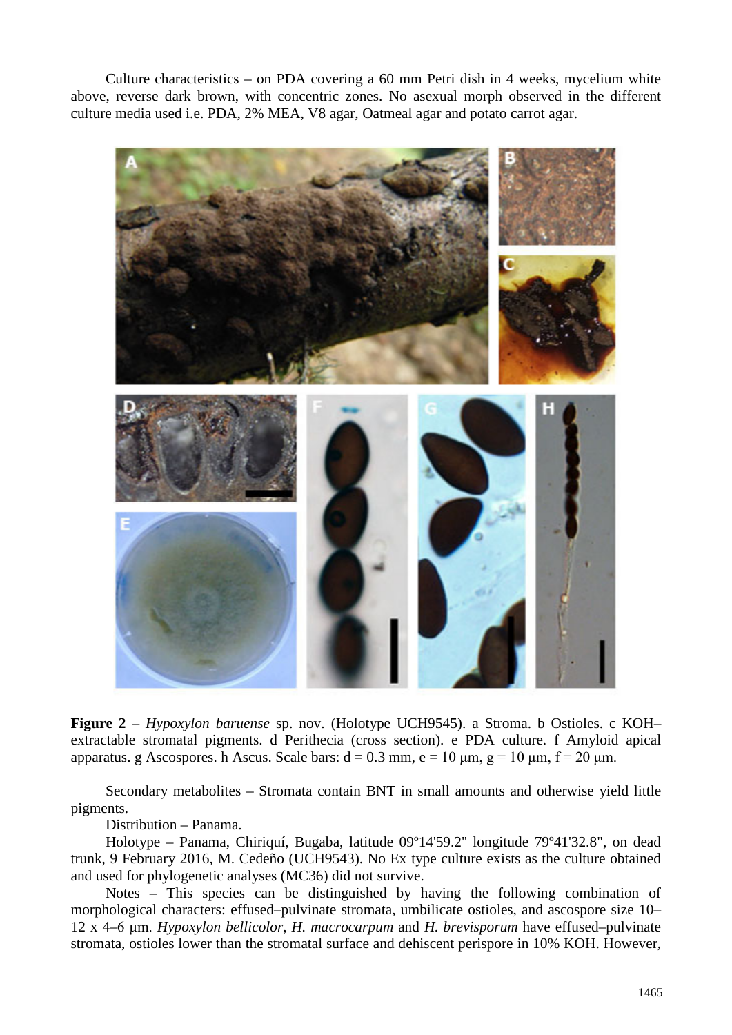Culture characteristics – on PDA covering a 60 mm Petri dish in 4 weeks, mycelium white above, reverse dark brown, with concentric zones. No asexual morph observed in the different culture media used i.e. PDA, 2% MEA, V8 agar, Oatmeal agar and potato carrot agar.

**Figure 2** – *Hypoxylon baruense* sp. nov. (Holotype UCH9545). a Stroma. b Ostioles. c KOH–extractable stromatal pigments. d Perithecia (cross section). e PDA culture. f Amyloid apical apparatus. g Ascospores. h Ascus. Scale bars: d = 0.3 mm, e = 10 μm, g = 10 μm, f = 20 μm.

Secondary metabolites – Stromata contain BNT in small amounts and otherwise yield little pigments.

Distribution – Panama.

Holotype – Panama, Chiriquí, Bugaba, latitude 09º14'59.2" longitude 79º41'32.8", on dead trunk, 9 February 2016, M. Cedeño (UCH9543). No Ex type culture exists as the culture obtained and used for phylogenetic analyses (MC36) did not survive.

Notes – This species can be distinguished by having the following combination of morphological characters: effused–pulvinate stromata, umbilicate ostioles, and ascospore size 10–12 x 4–6 μm. *Hypoxylon bellicolor*, *H. macrocarpum* and *H. brevisporum* have effused–pulvinate stromata, ostioles lower than the stromatal surface and dehiscent perispore in 10% KOH. However,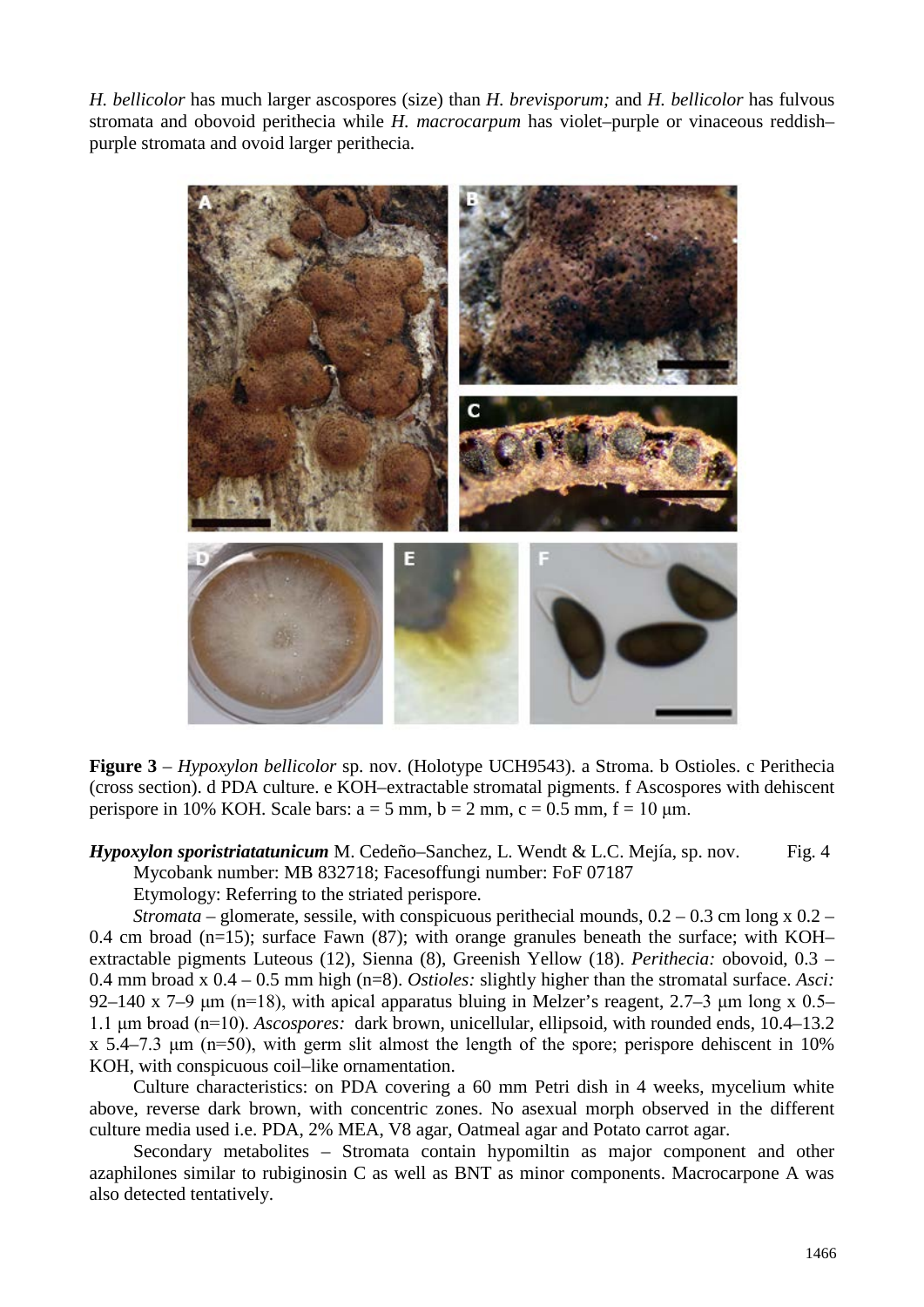*H. bellicolor* has much larger ascospores (size) than *H. brevisporum;* and *H. bellicolor* has fulvous stromata and obovoid perithecia while *H. macrocarpum* has violet–purple or vinaceous reddish–purple stromata and ovoid larger perithecia.

**Figure 3** – *Hypoxylon bellicolor* sp. nov. (Holotype UCH9543). a Stroma. b Ostioles. c Perithecia (cross section). d PDA culture. e KOH–extractable stromatal pigments. f Ascospores with dehiscent perispore in 10% KOH. Scale bars: a = 5 mm, b = 2 mm, c = 0.5 mm, f = 10 μm.

***Hypoxylon sporistriatatunicum*** M. Cedeño–Sanchez, L. Wendt & L.C. Mejía, sp. nov. Fig. 4

Mycobank number: MB 832718; Facesoffungi number: FoF 07187

Etymology: Referring to the striated perispore.

*Stromata* – glomerate, sessile, with conspicuous perithecial mounds, 0.2 – 0.3 cm long x 0.2 – 0.4 cm broad (n=15); surface Fawn (87); with orange granules beneath the surface; with KOH–extractable pigments Luteous (12), Sienna (8), Greenish Yellow (18). *Perithecia:* obovoid, 0.3 – 0.4 mm broad x 0.4 – 0.5 mm high (n=8). *Ostioles:* slightly higher than the stromatal surface. *Asci:* 92–140 x 7–9 μm (n=18), with apical apparatus bluing in Melzer's reagent, 2.7–3 μm long x 0.5–1.1 μm broad (n=10). *Ascospores:* dark brown, unicellular, ellipsoid, with rounded ends, 10.4–13.2 x 5.4–7.3 μm (n=50), with germ slit almost the length of the spore; perispore dehiscent in 10% KOH, with conspicuous coil–like ornamentation.

Culture characteristics: on PDA covering a 60 mm Petri dish in 4 weeks, mycelium white above, reverse dark brown, with concentric zones. No asexual morph observed in the different culture media used i.e. PDA, 2% MEA, V8 agar, Oatmeal agar and Potato carrot agar.

Secondary metabolites – Stromata contain hypomiltin as major component and other azaphilones similar to rubiginosin C as well as BNT as minor components. Macrocarpone A was also detected tentatively.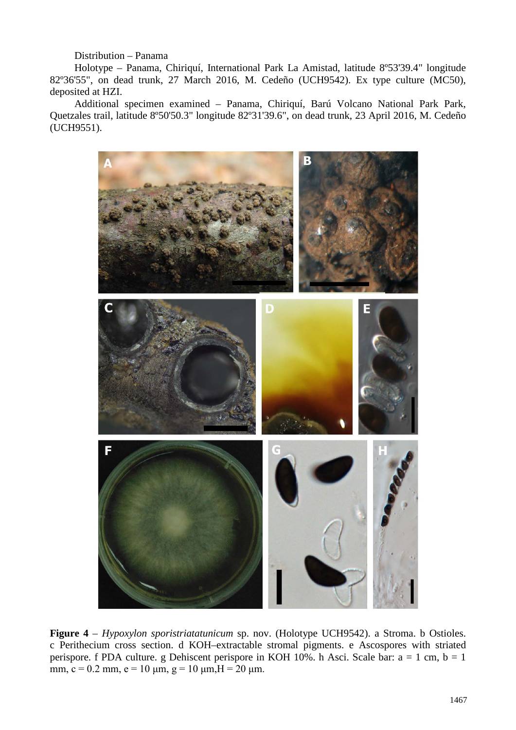Distribution – Panama

Holotype – Panama, Chiriquí, International Park La Amistad, latitude 8º53'39.4" longitude 82º36'55", on dead trunk, 27 March 2016, M. Cedeño (UCH9542). Ex type culture (MC50), deposited at HZI.

Additional specimen examined – Panama, Chiriquí, Barú Volcano National Park Park, Quetzales trail, latitude 8º50'50.3" longitude 82º31'39.6", on dead trunk, 23 April 2016, M. Cedeño (UCH9551).

**Figure 4** – *Hypoxylon sporistriatatunicum* sp. nov. (Holotype UCH9542). a Stroma. b Ostioles. c Perithecium cross section. d KOH–extractable stromal pigments. e Ascospores with striated perispore. f PDA culture. g Dehiscent perispore in KOH 10%. h Asci. Scale bar: a = 1 cm, b = 1 mm, c = 0.2 mm, e = 10 μm, g = 10 μm,H = 20 μm.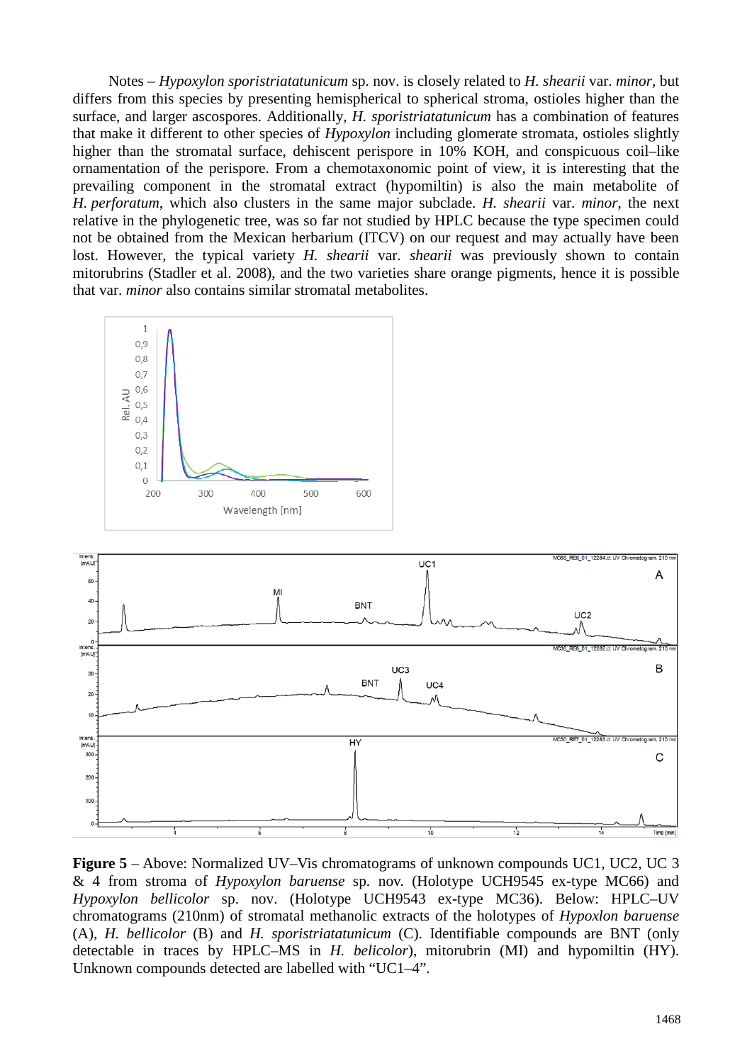Notes – *Hypoxylon sporistriatatunicum* sp. nov. is closely related to *H. shearii* var. *minor*, but differs from this species by presenting hemispherical to spherical stroma, ostioles higher than the surface, and larger ascospores. Additionally, *H. sporistriatatunicum* has a combination of features that make it different to other species of *Hypoxylon* including glomerate stromata, ostioles slightly higher than the stromatal surface, dehiscent perispore in 10% KOH, and conspicuous coil–like ornamentation of the perispore. From a chemotaxonomic point of view, it is interesting that the prevailing component in the stromatal extract (hypomiltin) is also the main metabolite of *H. perforatum*, which also clusters in the same major subclade. *H. shearii* var. *minor*, the next relative in the phylogenetic tree, was so far not studied by HPLC because the type specimen could not be obtained from the Mexican herbarium (ITCV) on our request and may actually have been lost. However, the typical variety *H. shearii* var. *shearii* was previously shown to contain mitorubrins (Stadler et al. 2008), and the two varieties share orange pigments, hence it is possible that var. *minor* also contains similar stromatal metabolites.

**Figure 5** – Above: Normalized UV–Vis chromatograms of unknown compounds UC1, UC2, UC 3 & 4 from stroma of *Hypoxylon baruense* sp. nov. (Holotype UCH9545 ex-type MC66) and *Hypoxylon bellicolor* sp. nov. (Holotype UCH9543 ex-type MC36). Below: HPLC–UV chromatograms (210nm) of stromatal methanolic extracts of the holotypes of *Hypoxlon baruense* (A), *H. bellicolor* (B) and *H. sporistriatatunicum* (C). Identifiable compounds are BNT (only detectable in traces by HPLC–MS in *H. belicolor*), mitorubrin (MI) and hypomiltin (HY). Unknown compounds detected are labelled with "UC1–4".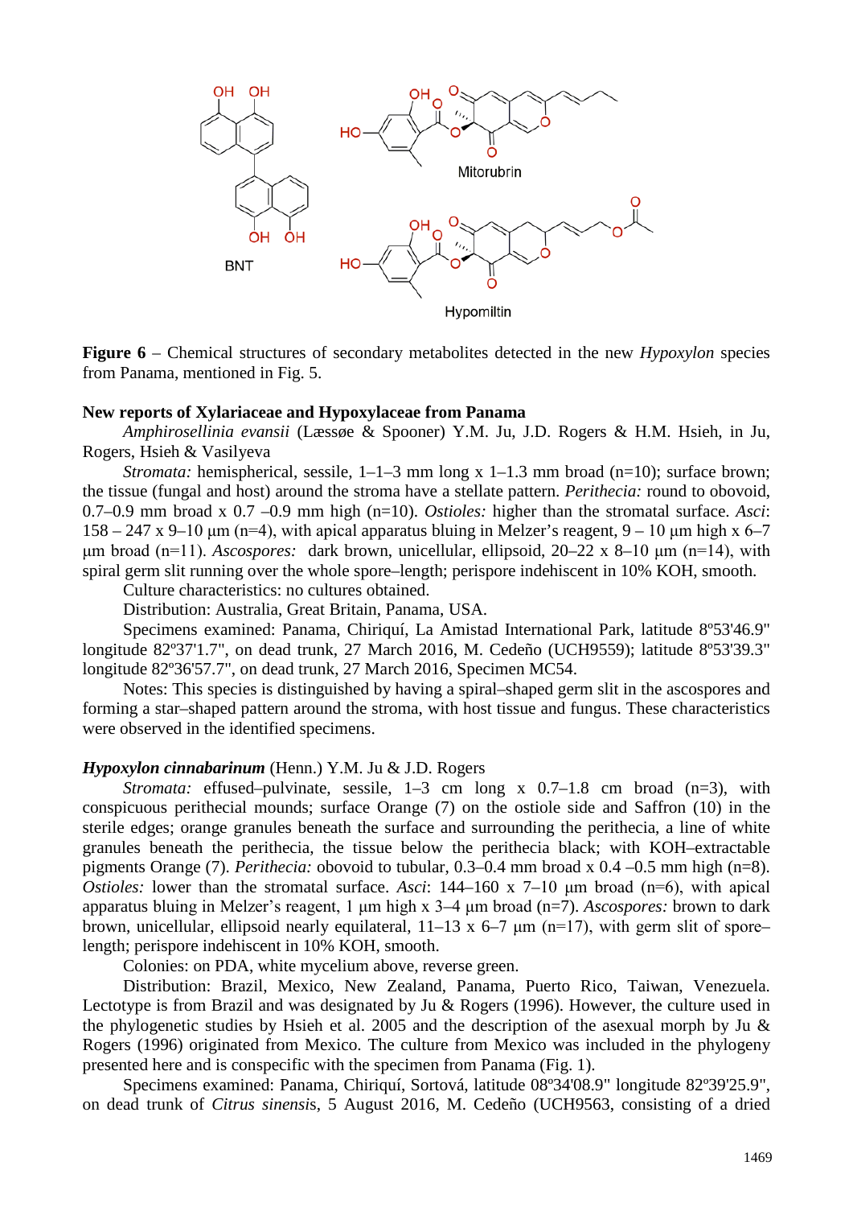**Figure 6** – Chemical structures of secondary metabolites detected in the new *Hypoxylon* species from Panama, mentioned in Fig. 5.

**New reports of Xylariaceae and Hypoxylaceae from Panama**

*Amphirosellinia evansii* (Læssøe & Spooner) Y.M. Ju, J.D. Rogers & H.M. Hsieh, in Ju, Rogers, Hsieh & Vasilyeva

*Stromata:* hemispherical, sessile, 1–1–3 mm long x 1–1.3 mm broad (n=10); surface brown; the tissue (fungal and host) around the stroma have a stellate pattern. *Perithecia:* round to obovoid, 0.7–0.9 mm broad x 0.7 –0.9 mm high (n=10). *Ostioles:* higher than the stromatal surface. *Asci*: 158 – 247 x 9–10 µm (n=4), with apical apparatus bluing in Melzer's reagent, 9 – 10 µm high x 6–7 µm broad (n=11). *Ascospores:* dark brown, unicellular, ellipsoid, 20–22 x 8–10 µm (n=14), with spiral germ slit running over the whole spore–length; perispore indehiscent in 10% KOH, smooth.

Culture characteristics: no cultures obtained.

Distribution: Australia, Great Britain, Panama, USA.

Specimens examined: Panama, Chiriquí, La Amistad International Park, latitude 8º53'46.9" longitude 82º37'1.7", on dead trunk, 27 March 2016, M. Cedeño (UCH9559); latitude 8º53'39.3" longitude 82º36'57.7", on dead trunk, 27 March 2016, Specimen MC54.

Notes: This species is distinguished by having a spiral–shaped germ slit in the ascospores and forming a star–shaped pattern around the stroma, with host tissue and fungus. These characteristics were observed in the identified specimens.

***Hypoxylon cinnabarinum*** (Henn.) Y.M. Ju & J.D. Rogers

*Stromata:* effused–pulvinate, sessile, 1–3 cm long x 0.7–1.8 cm broad (n=3), with conspicuous perithecial mounds; surface Orange (7) on the ostiole side and Saffron (10) in the sterile edges; orange granules beneath the surface and surrounding the perithecia, a line of white granules beneath the perithecia, the tissue below the perithecia black; with KOH–extractable pigments Orange (7). *Perithecia:* obovoid to tubular, 0.3–0.4 mm broad x 0.4 –0.5 mm high (n=8). *Ostioles:* lower than the stromatal surface. *Asci*: 144–160 x 7–10 µm broad (n=6), with apical apparatus bluing in Melzer's reagent, 1 µm high x 3–4 µm broad (n=7). *Ascospores:* brown to dark brown, unicellular, ellipsoid nearly equilateral, 11–13 x 6–7 µm (n=17), with germ slit of spore–length; perispore indehiscent in 10% KOH, smooth.

Colonies: on PDA, white mycelium above, reverse green.

Distribution: Brazil, Mexico, New Zealand, Panama, Puerto Rico, Taiwan, Venezuela. Lectotype is from Brazil and was designated by Ju & Rogers (1996). However, the culture used in the phylogenetic studies by Hsieh et al. 2005 and the description of the asexual morph by Ju & Rogers (1996) originated from Mexico. The culture from Mexico was included in the phylogeny presented here and is conspecific with the specimen from Panama (Fig. 1).

Specimens examined: Panama, Chiriquí, Sortová, latitude 08º34'08.9" longitude 82º39'25.9", on dead trunk of *Citrus sinensis*, 5 August 2016, M. Cedeño (UCH9563, consisting of a dried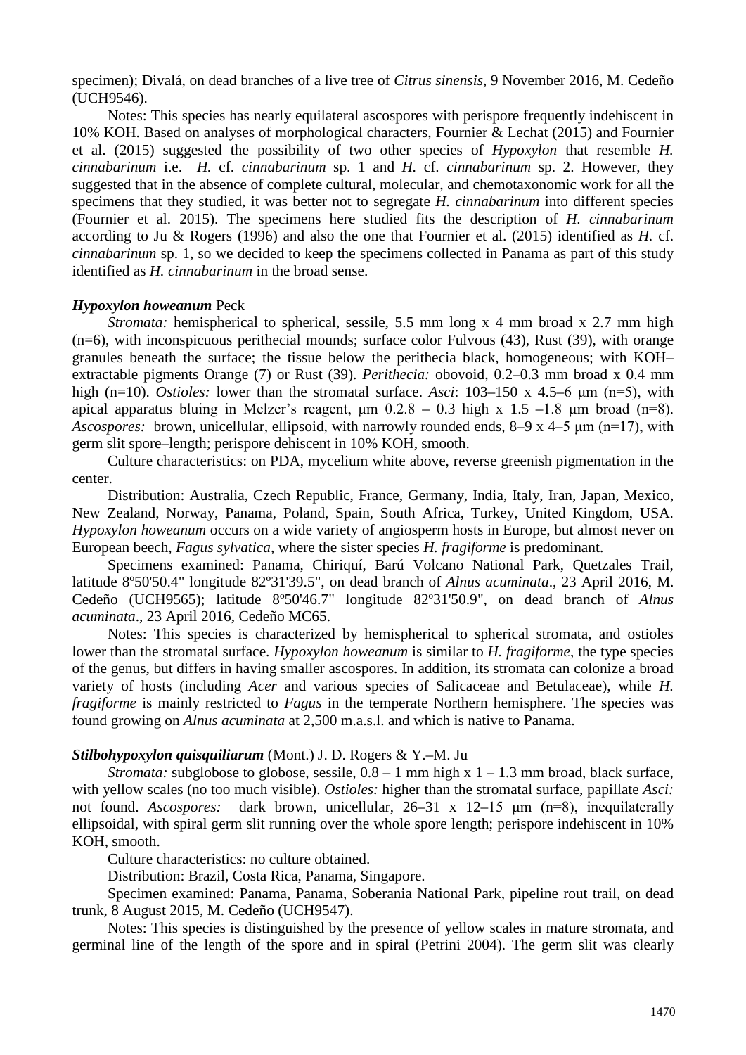specimen); Divalá, on dead branches of a live tree of *Citrus sinensis*, 9 November 2016, M. Cedeño (UCH9546).

Notes: This species has nearly equilateral ascospores with perispore frequently indehiscent in 10% KOH. Based on analyses of morphological characters, Fournier & Lechat (2015) and Fournier et al. (2015) suggested the possibility of two other species of *Hypoxylon* that resemble *H. cinnabarinum* i.e. *H.* cf. *cinnabarinum* sp. 1 and *H.* cf. *cinnabarinum* sp. 2. However, they suggested that in the absence of complete cultural, molecular, and chemotaxonomic work for all the specimens that they studied, it was better not to segregate *H. cinnabarinum* into different species (Fournier et al. 2015). The specimens here studied fits the description of *H. cinnabarinum* according to Ju & Rogers (1996) and also the one that Fournier et al. (2015) identified as *H.* cf. *cinnabarinum* sp. 1, so we decided to keep the specimens collected in Panama as part of this study identified as *H. cinnabarinum* in the broad sense.

***Hypoxylon howeanum*** **Peck**

*Stromata:* hemispherical to spherical, sessile, 5.5 mm long x 4 mm broad x 2.7 mm high (n=6), with inconspicuous perithecial mounds; surface color Fulvous (43), Rust (39), with orange granules beneath the surface; the tissue below the perithecia black, homogeneous; with KOH–extractable pigments Orange (7) or Rust (39). *Perithecia:* obovoid, 0.2–0.3 mm broad x 0.4 mm high (n=10). *Ostioles:* lower than the stromatal surface. *Asci*: 103–150 x 4.5–6 µm (n=5), with apical apparatus bluing in Melzer's reagent, µm 0.2.8 – 0.3 high x 1.5 –1.8 µm broad (n=8). *Ascospores:* brown, unicellular, ellipsoid, with narrowly rounded ends, 8–9 x 4–5 µm (n=17), with germ slit spore–length; perispore dehiscent in 10% KOH, smooth.

Culture characteristics: on PDA, mycelium white above, reverse greenish pigmentation in the center.

Distribution: Australia, Czech Republic, France, Germany, India, Italy, Iran, Japan, Mexico, New Zealand, Norway, Panama, Poland, Spain, South Africa, Turkey, United Kingdom, USA. *Hypoxylon howeanum* occurs on a wide variety of angiosperm hosts in Europe, but almost never on European beech, *Fagus sylvatica*, where the sister species *H. fragiforme* is predominant.

Specimens examined: Panama, Chiriquí, Barú Volcano National Park, Quetzales Trail, latitude 8º50'50.4" longitude 82º31'39.5", on dead branch of *Alnus acuminata*., 23 April 2016, M. Cedeño (UCH9565); latitude 8º50'46.7" longitude 82º31'50.9", on dead branch of *Alnus acuminata*., 23 April 2016, Cedeño MC65.

Notes: This species is characterized by hemispherical to spherical stromata, and ostioles lower than the stromatal surface. *Hypoxylon howeanum* is similar to *H. fragiforme*, the type species of the genus, but differs in having smaller ascospores. In addition, its stromata can colonize a broad variety of hosts (including *Acer* and various species of Salicaceae and Betulaceae), while *H. fragiforme* is mainly restricted to *Fagus* in the temperate Northern hemisphere. The species was found growing on *Alnus acuminata* at 2,500 m.a.s.l. and which is native to Panama.

***Stilbohypoxylon quisquiliarum*** **(Mont.) J. D. Rogers & Y.–M. Ju**

*Stromata:* subglobose to globose, sessile, 0.8 – 1 mm high x 1 – 1.3 mm broad, black surface, with yellow scales (no too much visible). *Ostioles:* higher than the stromatal surface, papillate *Asci:* not found. *Ascospores:* dark brown, unicellular, 26–31 x 12–15 µm (n=8), inequilaterally ellipsoidal, with spiral germ slit running over the whole spore length; perispore indehiscent in 10% KOH, smooth.

Culture characteristics: no culture obtained.

Distribution: Brazil, Costa Rica, Panama, Singapore.

Specimen examined: Panama, Panama, Soberania National Park, pipeline rout trail, on dead trunk, 8 August 2015, M. Cedeño (UCH9547).

Notes: This species is distinguished by the presence of yellow scales in mature stromata, and germinal line of the length of the spore and in spiral (Petrini 2004). The germ slit was clearly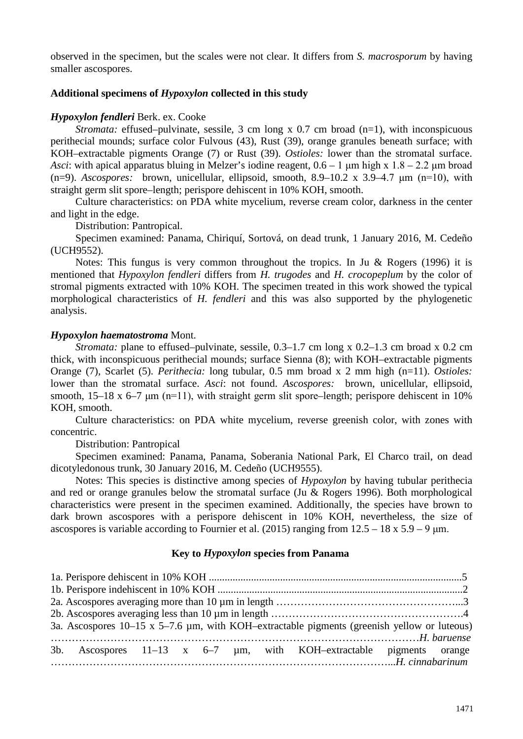observed in the specimen, but the scales were not clear. It differs from *S. macrosporum* by having smaller ascospores.

**Additional specimens of *Hypoxylon* collected in this study**

***Hypoxylon fendleri*** Berk. ex. Cooke

*Stromata:* effused–pulvinate, sessile, 3 cm long x 0.7 cm broad (n=1), with inconspicuous perithecial mounds; surface color Fulvous (43), Rust (39), orange granules beneath surface; with KOH–extractable pigments Orange (7) or Rust (39). *Ostioles:* lower than the stromatal surface. *Asci*: with apical apparatus bluing in Melzer's iodine reagent, 0.6 – 1 μm high x 1.8 – 2.2 μm broad (n=9). *Ascospores:* brown, unicellular, ellipsoid, smooth, 8.9–10.2 x 3.9–4.7 μm (n=10), with straight germ slit spore–length; perispore dehiscent in 10% KOH, smooth.

Culture characteristics: on PDA white mycelium, reverse cream color, darkness in the center and light in the edge.

Distribution: Pantropical.

Specimen examined: Panama, Chiriquí, Sortová, on dead trunk, 1 January 2016, M. Cedeño (UCH9552).

Notes: This fungus is very common throughout the tropics. In Ju & Rogers (1996) it is mentioned that *Hypoxylon fendleri* differs from *H. trugodes* and *H. crocopeplum* by the color of stromal pigments extracted with 10% KOH. The specimen treated in this work showed the typical morphological characteristics of *H. fendleri* and this was also supported by the phylogenetic analysis.

***Hypoxylon haematostroma*** Mont.

*Stromata:* plane to effused–pulvinate, sessile, 0.3–1.7 cm long x 0.2–1.3 cm broad x 0.2 cm thick, with inconspicuous perithecial mounds; surface Sienna (8); with KOH–extractable pigments Orange (7), Scarlet (5). *Perithecia:* long tubular, 0.5 mm broad x 2 mm high (n=11). *Ostioles:* lower than the stromatal surface. *Asci*: not found. *Ascospores:* brown, unicellular, ellipsoid, smooth, 15–18 x 6–7 μm (n=11), with straight germ slit spore–length; perispore dehiscent in 10% KOH, smooth.

Culture characteristics: on PDA white mycelium, reverse greenish color, with zones with concentric.

Distribution: Pantropical

Specimen examined: Panama, Panama, Soberania National Park, El Charco trail, on dead dicotyledonous trunk, 30 January 2016, M. Cedeño (UCH9555).

Notes: This species is distinctive among species of *Hypoxylon* by having tubular perithecia and red or orange granules below the stromatal surface (Ju & Rogers 1996). Both morphological characteristics were present in the specimen examined. Additionally, the species have brown to dark brown ascospores with a perispore dehiscent in 10% KOH, nevertheless, the size of ascospores is variable according to Fournier et al. (2015) ranging from 12.5 – 18 x 5.9 – 9 μm.

**Key to *Hypoxylon* species from Panama**

1a. Perispore dehiscent in 10% KOH ................................................................................................5
1b. Perispore indehiscent in 10% KOH .............................................................................................2
2a. Ascospores averaging more than 10 µm in length ……………………………………………...3
2b. Ascospores averaging less than 10 µm in length ……………………………………………….4
3a. Ascospores 10–15 x 5–7.6 µm, with KOH–extractable pigments (greenish yellow or luteous) ………………………………………………………………………………………*H. baruense*
3b. Ascospores 11–13 x 6–7 µm, with KOH–extractable pigments orange ……………………………………………………………………………………...*H. cinnabarinum*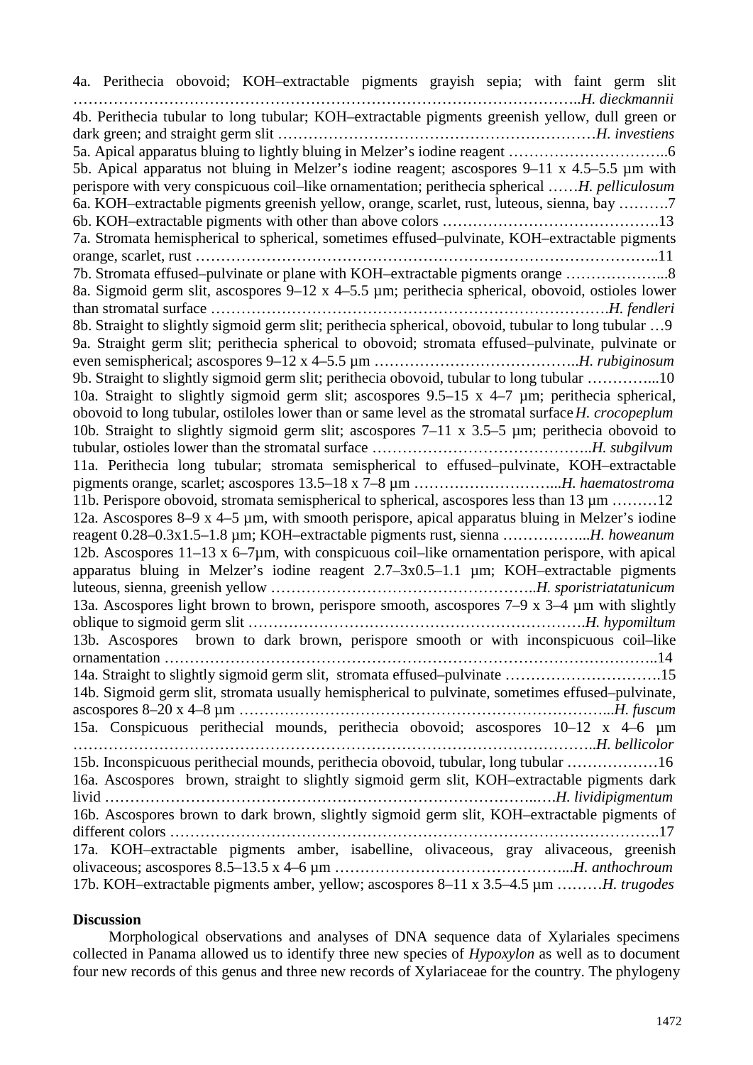4a. Perithecia obovoid; KOH–extractable pigments grayish sepia; with faint germ slit …………………………………………………………………………………………..*H. dieckmannii*
4b. Perithecia tubular to long tubular; KOH–extractable pigments greenish yellow, dull green or dark green; and straight germ slit ………………………………………………………*H. investiens*
5a. Apical apparatus bluing to lightly bluing in Melzer's iodine reagent …………………………..6
5b. Apical apparatus not bluing in Melzer's iodine reagent; ascospores 9–11 x 4.5–5.5 µm with perispore with very conspicuous coil–like ornamentation; perithecia spherical ……*H. pelliculosum*
6a. KOH–extractable pigments greenish yellow, orange, scarlet, rust, luteous, sienna, bay ……….7
6b. KOH–extractable pigments with other than above colors …………………………………….13
7a. Stromata hemispherical to spherical, sometimes effused–pulvinate, KOH–extractable pigments orange, scarlet, rust ……………………………………………………………………………..11
7b. Stromata effused–pulvinate or plane with KOH–extractable pigments orange ………………...8
8a. Sigmoid germ slit, ascospores 9–12 x 4–5.5 µm; perithecia spherical, obovoid, ostioles lower than stromatal surface …………………………………………………………………*H. fendleri*
8b. Straight to slightly sigmoid germ slit; perithecia spherical, obovoid, tubular to long tubular …9
9a. Straight germ slit; perithecia spherical to obovoid; stromata effused–pulvinate, pulvinate or even semispherical; ascospores 9–12 x 4–5.5 µm …………………………………..*H. rubiginosum*
9b. Straight to slightly sigmoid germ slit; perithecia obovoid, tubular to long tubular …………...10
10a. Straight to slightly sigmoid germ slit; ascospores 9.5–15 x 4–7 µm; perithecia spherical, obovoid to long tubular, ostiloles lower than or same level as the stromatal surface *H. crocopeplum*
10b. Straight to slightly sigmoid germ slit; ascospores 7–11 x 3.5–5 µm; perithecia obovoid to tubular, ostioles lower than the stromatal surface ……………………………………..*H. subgilvum*
11a. Perithecia long tubular; stromata semispherical to effused–pulvinate, KOH–extractable pigments orange, scarlet; ascospores 13.5–18 x 7–8 µm ………………………...*H. haematostroma*
11b. Perispore obovoid, stromata semispherical to spherical, ascospores less than 13 µm ………12
12a. Ascospores 8–9 x 4–5 µm, with smooth perispore, apical apparatus bluing in Melzer's iodine reagent 0.28–0.3x1.5–1.8 µm; KOH–extractable pigments rust, sienna ……………...*H. howeanum*
12b. Ascospores 11–13 x 6–7µm, with conspicuous coil–like ornamentation perispore, with apical apparatus bluing in Melzer's iodine reagent 2.7–3x0.5–1.1 µm; KOH–extractable pigments luteous, sienna, greenish yellow …………………………………………….*H. sporistriatatunicum*
13a. Ascospores light brown to brown, perispore smooth, ascospores 7–9 x 3–4 µm with slightly oblique to sigmoid germ slit ………………………………………………………….*H. hypomiltum*
13b. Ascospores brown to dark brown, perispore smooth or with inconspicuous coil–like ornamentation …………………………………………………………………………………..14
14a. Straight to slightly sigmoid germ slit, stromata effused–pulvinate ………………………….15
14b. Sigmoid germ slit, stromata usually hemispherical to pulvinate, sometimes effused–pulvinate, ascospores 8–20 x 4–8 µm ……………………………………………………………...*H. fuscum*
15a. Conspicuous perithecial mounds, perithecia obovoid; ascospores 10–12 x 4–6 µm ……………………………………………………………………………………..*H. bellicolor*
15b. Inconspicuous perithecial mounds, perithecia obovoid, tubular, long tubular ………………16
16a. Ascospores brown, straight to slightly sigmoid germ slit, KOH–extractable pigments dark livid ……………………………………………………………………..….*H. lividipigmentum*
16b. Ascospores brown to dark brown, slightly sigmoid germ slit, KOH–extractable pigments of different colors …………………………………………………………………………………….17
17a. KOH–extractable pigments amber, isabelline, olivaceous, gray alivaceous, greenish olivaceous; ascospores 8.5–13.5 x 4–6 µm ………………………………………...*H. anthochroum*
17b. KOH–extractable pigments amber, yellow; ascospores 8–11 x 3.5–4.5 µm ………*H. trugodes*

## Discussion

Morphological observations and analyses of DNA sequence data of Xylariales specimens collected in Panama allowed us to identify three new species of *Hypoxylon* as well as to document four new records of this genus and three new records of Xylariaceae for the country. The phylogeny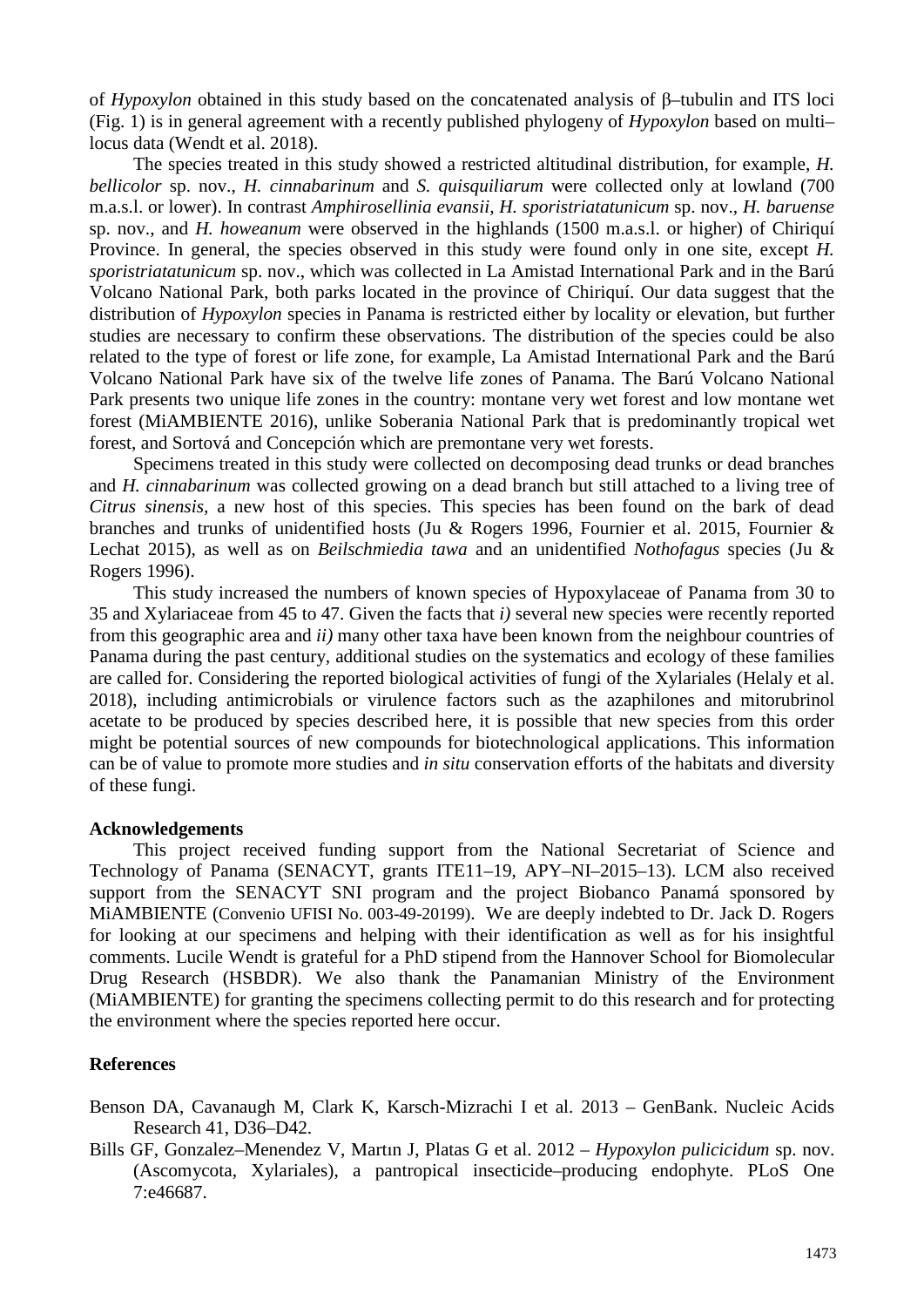of *Hypoxylon* obtained in this study based on the concatenated analysis of β–tubulin and ITS loci (Fig. 1) is in general agreement with a recently published phylogeny of *Hypoxylon* based on multi–locus data (Wendt et al. 2018).

The species treated in this study showed a restricted altitudinal distribution, for example, *H. bellicolor* sp. nov., *H. cinnabarinum* and *S. quisquiliarum* were collected only at lowland (700 m.a.s.l. or lower). In contrast *Amphirosellinia evansii*, *H. sporistriatatunicum* sp. nov., *H. baruense* sp. nov., and *H. howeanum* were observed in the highlands (1500 m.a.s.l. or higher) of Chiriquí Province. In general, the species observed in this study were found only in one site, except *H. sporistriatatunicum* sp. nov., which was collected in La Amistad International Park and in the Barú Volcano National Park, both parks located in the province of Chiriquí. Our data suggest that the distribution of *Hypoxylon* species in Panama is restricted either by locality or elevation, but further studies are necessary to confirm these observations. The distribution of the species could be also related to the type of forest or life zone, for example, La Amistad International Park and the Barú Volcano National Park have six of the twelve life zones of Panama. The Barú Volcano National Park presents two unique life zones in the country: montane very wet forest and low montane wet forest (MiAMBIENTE 2016), unlike Soberania National Park that is predominantly tropical wet forest, and Sortová and Concepción which are premontane very wet forests.

Specimens treated in this study were collected on decomposing dead trunks or dead branches and *H. cinnabarinum* was collected growing on a dead branch but still attached to a living tree of *Citrus sinensis*, a new host of this species. This species has been found on the bark of dead branches and trunks of unidentified hosts (Ju & Rogers 1996, Fournier et al. 2015, Fournier & Lechat 2015), as well as on *Beilschmiedia tawa* and an unidentified *Nothofagus* species (Ju & Rogers 1996).

This study increased the numbers of known species of Hypoxylaceae of Panama from 30 to 35 and Xylariaceae from 45 to 47. Given the facts that *i)* several new species were recently reported from this geographic area and *ii)* many other taxa have been known from the neighbour countries of Panama during the past century, additional studies on the systematics and ecology of these families are called for. Considering the reported biological activities of fungi of the Xylariales (Helaly et al. 2018), including antimicrobials or virulence factors such as the azaphilones and mitorubrinol acetate to be produced by species described here, it is possible that new species from this order might be potential sources of new compounds for biotechnological applications. This information can be of value to promote more studies and *in situ* conservation efforts of the habitats and diversity of these fungi.

## Acknowledgements

This project received funding support from the National Secretariat of Science and Technology of Panama (SENACYT, grants ITE11–19, APY–NI–2015–13). LCM also received support from the SENACYT SNI program and the project Biobanco Panamá sponsored by MiAMBIENTE (Convenio UFISI No. 003-49-20199). We are deeply indebted to Dr. Jack D. Rogers for looking at our specimens and helping with their identification as well as for his insightful comments. Lucile Wendt is grateful for a PhD stipend from the Hannover School for Biomolecular Drug Research (HSBDR). We also thank the Panamanian Ministry of the Environment (MiAMBIENTE) for granting the specimens collecting permit to do this research and for protecting the environment where the species reported here occur.

## References

Benson DA, Cavanaugh M, Clark K, Karsch-Mizrachi I et al. 2013 – GenBank. Nucleic Acids Research 41, D36–D42.

Bills GF, Gonzalez–Menendez V, Martın J, Platas G et al. 2012 – *Hypoxylon pulicicidum* sp. nov. (Ascomycota, Xylariales), a pantropical insecticide–producing endophyte. PLoS One 7:e46687.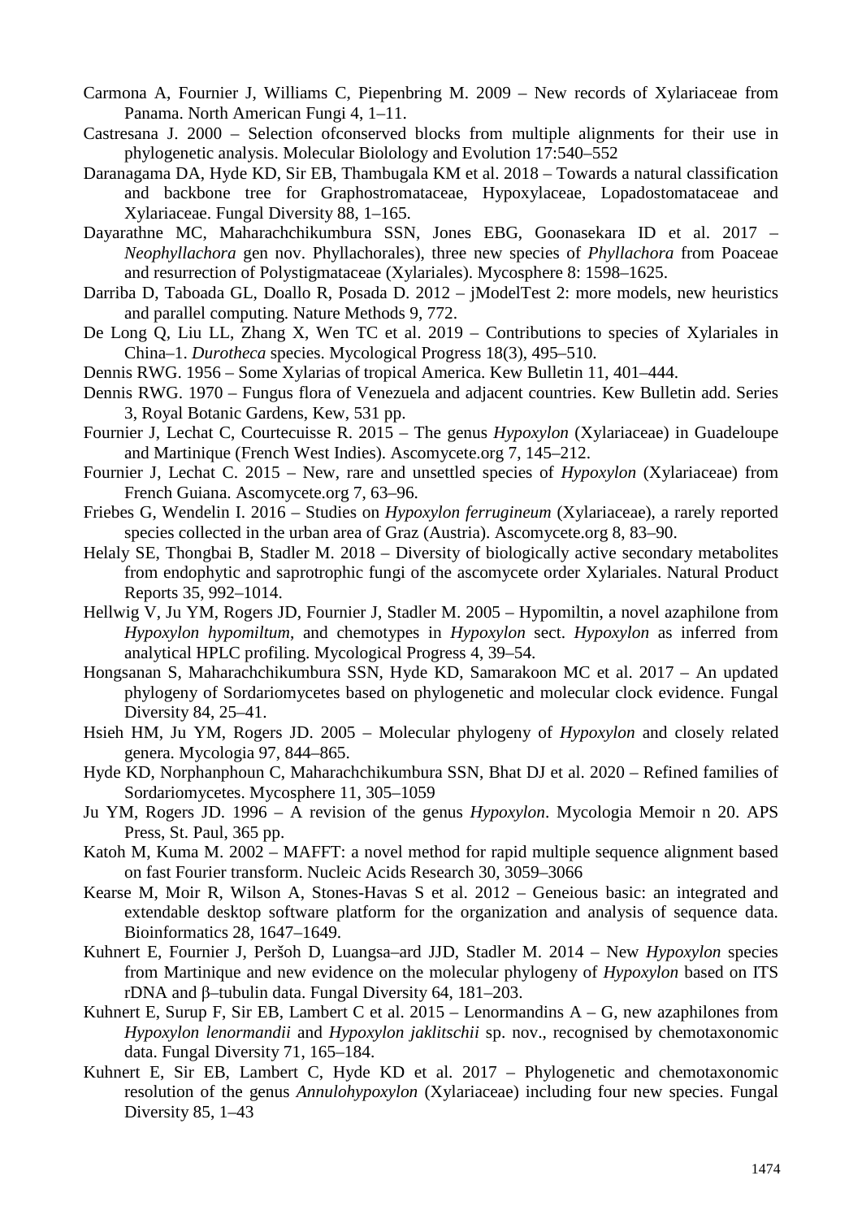Carmona A, Fournier J, Williams C, Piepenbring M. 2009 – New records of Xylariaceae from Panama. North American Fungi 4, 1–11.

Castresana J. 2000 – Selection ofconserved blocks from multiple alignments for their use in phylogenetic analysis. Molecular Biolology and Evolution 17:540–552

Daranagama DA, Hyde KD, Sir EB, Thambugala KM et al. 2018 – Towards a natural classification and backbone tree for Graphostromataceae, Hypoxylaceae, Lopadostomataceae and Xylariaceae. Fungal Diversity 88, 1–165.

Dayarathne MC, Maharachchikumbura SSN, Jones EBG, Goonasekara ID et al. 2017 – *Neophyllachora* gen nov. Phyllachorales), three new species of *Phyllachora* from Poaceae and resurrection of Polystigmataceae (Xylariales). Mycosphere 8: 1598–1625.

Darriba D, Taboada GL, Doallo R, Posada D. 2012 – jModelTest 2: more models, new heuristics and parallel computing. Nature Methods 9, 772.

De Long Q, Liu LL, Zhang X, Wen TC et al. 2019 – Contributions to species of Xylariales in China–1. *Durotheca* species. Mycological Progress 18(3), 495–510.

Dennis RWG. 1956 – Some Xylarias of tropical America. Kew Bulletin 11, 401–444.

Dennis RWG. 1970 – Fungus flora of Venezuela and adjacent countries. Kew Bulletin add. Series 3, Royal Botanic Gardens, Kew, 531 pp.

Fournier J, Lechat C, Courtecuisse R. 2015 – The genus *Hypoxylon* (Xylariaceae) in Guadeloupe and Martinique (French West Indies). Ascomycete.org 7, 145–212.

Fournier J, Lechat C. 2015 – New, rare and unsettled species of *Hypoxylon* (Xylariaceae) from French Guiana. Ascomycete.org 7, 63–96.

Friebes G, Wendelin I. 2016 – Studies on *Hypoxylon ferrugineum* (Xylariaceae), a rarely reported species collected in the urban area of Graz (Austria). Ascomycete.org 8, 83–90.

Helaly SE, Thongbai B, Stadler M. 2018 – Diversity of biologically active secondary metabolites from endophytic and saprotrophic fungi of the ascomycete order Xylariales. Natural Product Reports 35, 992–1014.

Hellwig V, Ju YM, Rogers JD, Fournier J, Stadler M. 2005 – Hypomiltin, a novel azaphilone from *Hypoxylon hypomiltum*, and chemotypes in *Hypoxylon* sect. *Hypoxylon* as inferred from analytical HPLC profiling. Mycological Progress 4, 39–54.

Hongsanan S, Maharachchikumbura SSN, Hyde KD, Samarakoon MC et al. 2017 – An updated phylogeny of Sordariomycetes based on phylogenetic and molecular clock evidence. Fungal Diversity 84, 25–41.

Hsieh HM, Ju YM, Rogers JD. 2005 – Molecular phylogeny of *Hypoxylon* and closely related genera. Mycologia 97, 844–865.

Hyde KD, Norphanphoun C, Maharachchikumbura SSN, Bhat DJ et al. 2020 – Refined families of Sordariomycetes. Mycosphere 11, 305–1059

Ju YM, Rogers JD. 1996 – A revision of the genus *Hypoxylon*. Mycologia Memoir n 20. APS Press, St. Paul, 365 pp.

Katoh M, Kuma M. 2002 – MAFFT: a novel method for rapid multiple sequence alignment based on fast Fourier transform. Nucleic Acids Research 30, 3059–3066

Kearse M, Moir R, Wilson A, Stones-Havas S et al. 2012 – Geneious basic: an integrated and extendable desktop software platform for the organization and analysis of sequence data. Bioinformatics 28, 1647–1649.

Kuhnert E, Fournier J, Peršoh D, Luangsa–ard JJD, Stadler M. 2014 – New *Hypoxylon* species from Martinique and new evidence on the molecular phylogeny of *Hypoxylon* based on ITS rDNA and β–tubulin data. Fungal Diversity 64, 181–203.

Kuhnert E, Surup F, Sir EB, Lambert C et al. 2015 – Lenormandins A – G, new azaphilones from *Hypoxylon lenormandii* and *Hypoxylon jaklitschii* sp. nov., recognised by chemotaxonomic data. Fungal Diversity 71, 165–184.

Kuhnert E, Sir EB, Lambert C, Hyde KD et al. 2017 – Phylogenetic and chemotaxonomic resolution of the genus *Annulohypoxylon* (Xylariaceae) including four new species. Fungal Diversity 85, 1–43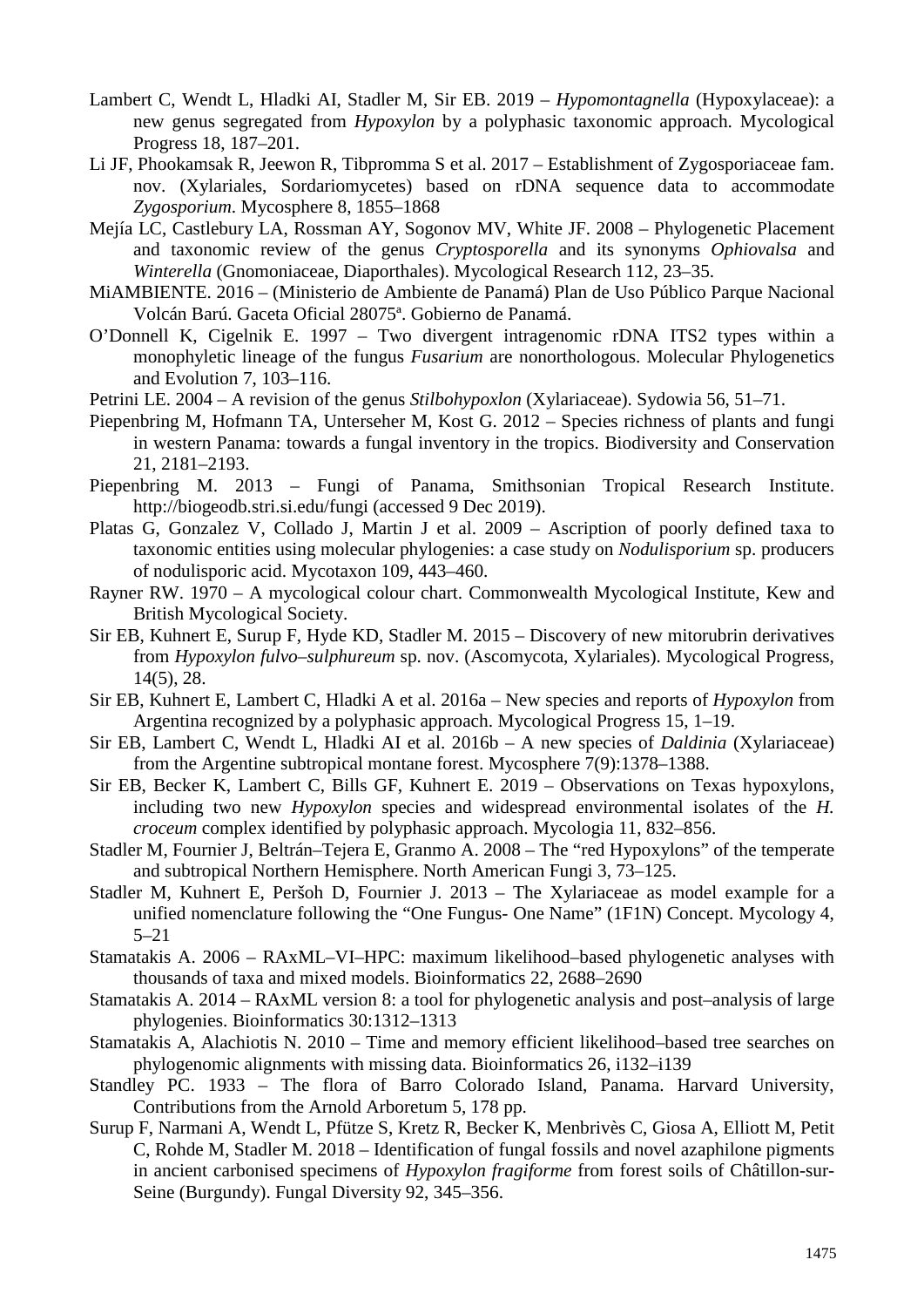Lambert C, Wendt L, Hladki AI, Stadler M, Sir EB. 2019 – *Hypomontagnella* (Hypoxylaceae): a new genus segregated from *Hypoxylon* by a polyphasic taxonomic approach. Mycological Progress 18, 187–201.

Li JF, Phookamsak R, Jeewon R, Tibpromma S et al. 2017 – Establishment of Zygosporiaceae fam. nov. (Xylariales, Sordariomycetes) based on rDNA sequence data to accommodate *Zygosporium*. Mycosphere 8, 1855–1868

Mejía LC, Castlebury LA, Rossman AY, Sogonov MV, White JF. 2008 – Phylogenetic Placement and taxonomic review of the genus *Cryptosporella* and its synonyms *Ophiovalsa* and *Winterella* (Gnomoniaceae, Diaporthales). Mycological Research 112, 23–35.

MiAMBIENTE. 2016 – (Ministerio de Ambiente de Panamá) Plan de Uso Público Parque Nacional Volcán Barú. Gaceta Oficial 28075ª. Gobierno de Panamá.

O'Donnell K, Cigelnik E. 1997 – Two divergent intragenomic rDNA ITS2 types within a monophyletic lineage of the fungus *Fusarium* are nonorthologous. Molecular Phylogenetics and Evolution 7, 103–116.

Petrini LE. 2004 – A revision of the genus *Stilbohypoxlon* (Xylariaceae). Sydowia 56, 51–71.

Piepenbring M, Hofmann TA, Unterseher M, Kost G. 2012 – Species richness of plants and fungi in western Panama: towards a fungal inventory in the tropics. Biodiversity and Conservation 21, 2181–2193.

Piepenbring M. 2013 – Fungi of Panama, Smithsonian Tropical Research Institute. http://biogeodb.stri.si.edu/fungi (accessed 9 Dec 2019).

Platas G, Gonzalez V, Collado J, Martin J et al. 2009 – Ascription of poorly defined taxa to taxonomic entities using molecular phylogenies: a case study on *Nodulisporium* sp. producers of nodulisporic acid. Mycotaxon 109, 443–460.

Rayner RW. 1970 – A mycological colour chart. Commonwealth Mycological Institute, Kew and British Mycological Society.

Sir EB, Kuhnert E, Surup F, Hyde KD, Stadler M. 2015 – Discovery of new mitorubrin derivatives from *Hypoxylon fulvo–sulphureum* sp. nov. (Ascomycota, Xylariales). Mycological Progress, 14(5), 28.

Sir EB, Kuhnert E, Lambert C, Hladki A et al. 2016a – New species and reports of *Hypoxylon* from Argentina recognized by a polyphasic approach. Mycological Progress 15, 1–19.

Sir EB, Lambert C, Wendt L, Hladki AI et al. 2016b – A new species of *Daldinia* (Xylariaceae) from the Argentine subtropical montane forest. Mycosphere 7(9):1378–1388.

Sir EB, Becker K, Lambert C, Bills GF, Kuhnert E. 2019 – Observations on Texas hypoxylons, including two new *Hypoxylon* species and widespread environmental isolates of the *H. croceum* complex identified by polyphasic approach. Mycologia 11, 832–856.

Stadler M, Fournier J, Beltrán–Tejera E, Granmo A. 2008 – The "red Hypoxylons" of the temperate and subtropical Northern Hemisphere. North American Fungi 3, 73–125.

Stadler M, Kuhnert E, Peršoh D, Fournier J. 2013 – The Xylariaceae as model example for a unified nomenclature following the "One Fungus- One Name" (1F1N) Concept. Mycology 4, 5–21

Stamatakis A. 2006 – RAxML–VI–HPC: maximum likelihood–based phylogenetic analyses with thousands of taxa and mixed models. Bioinformatics 22, 2688–2690

Stamatakis A. 2014 – RAxML version 8: a tool for phylogenetic analysis and post–analysis of large phylogenies. Bioinformatics 30:1312–1313

Stamatakis A, Alachiotis N. 2010 – Time and memory efficient likelihood–based tree searches on phylogenomic alignments with missing data. Bioinformatics 26, i132–i139

Standley PC. 1933 – The flora of Barro Colorado Island, Panama. Harvard University, Contributions from the Arnold Arboretum 5, 178 pp.

Surup F, Narmani A, Wendt L, Pfütze S, Kretz R, Becker K, Menbrivès C, Giosa A, Elliott M, Petit C, Rohde M, Stadler M. 2018 – Identification of fungal fossils and novel azaphilone pigments in ancient carbonised specimens of *Hypoxylon fragiforme* from forest soils of Châtillon-sur-Seine (Burgundy). Fungal Diversity 92, 345–356.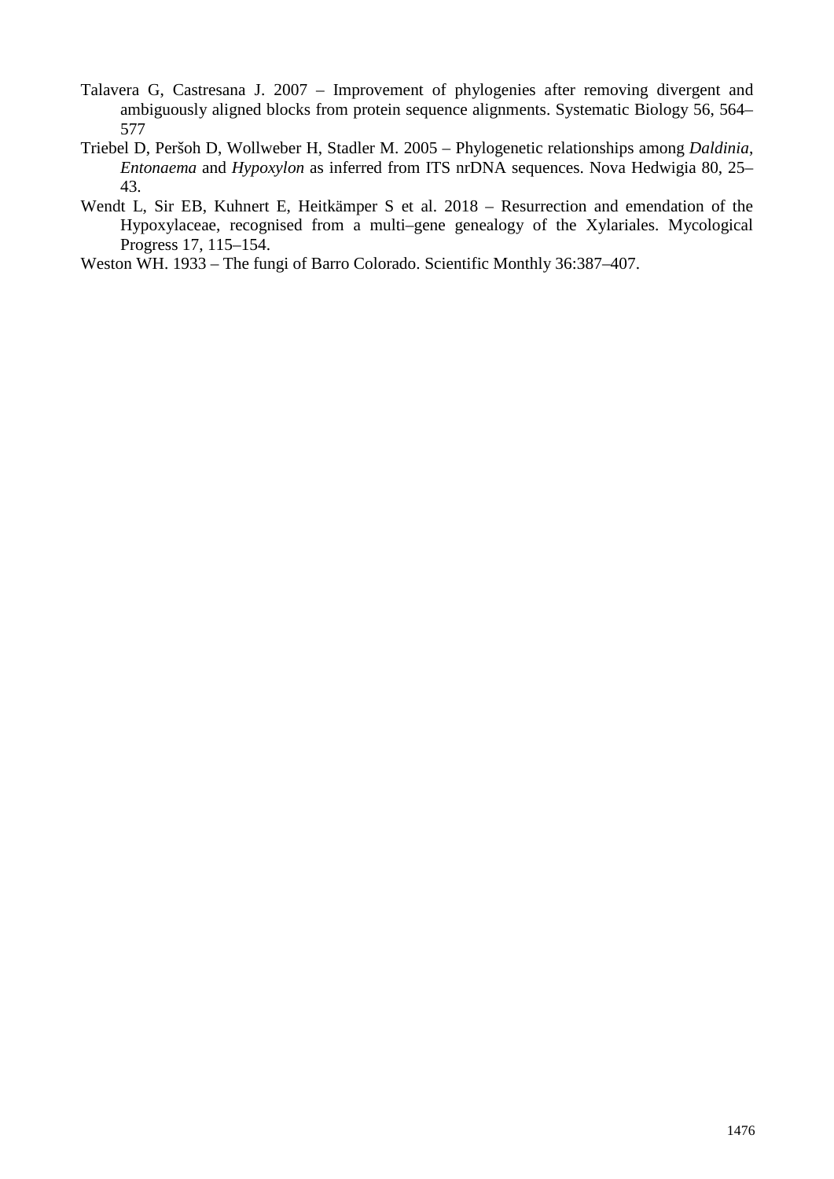Talavera G, Castresana J. 2007 – Improvement of phylogenies after removing divergent and ambiguously aligned blocks from protein sequence alignments. Systematic Biology 56, 564–577

Triebel D, Peršoh D, Wollweber H, Stadler M. 2005 – Phylogenetic relationships among *Daldinia*, *Entonaema* and *Hypoxylon* as inferred from ITS nrDNA sequences. Nova Hedwigia 80, 25–43.

Wendt L, Sir EB, Kuhnert E, Heitkämper S et al. 2018 – Resurrection and emendation of the Hypoxylaceae, recognised from a multi–gene genealogy of the Xylariales. Mycological Progress 17, 115–154.

Weston WH. 1933 – The fungi of Barro Colorado. Scientific Monthly 36:387–407.